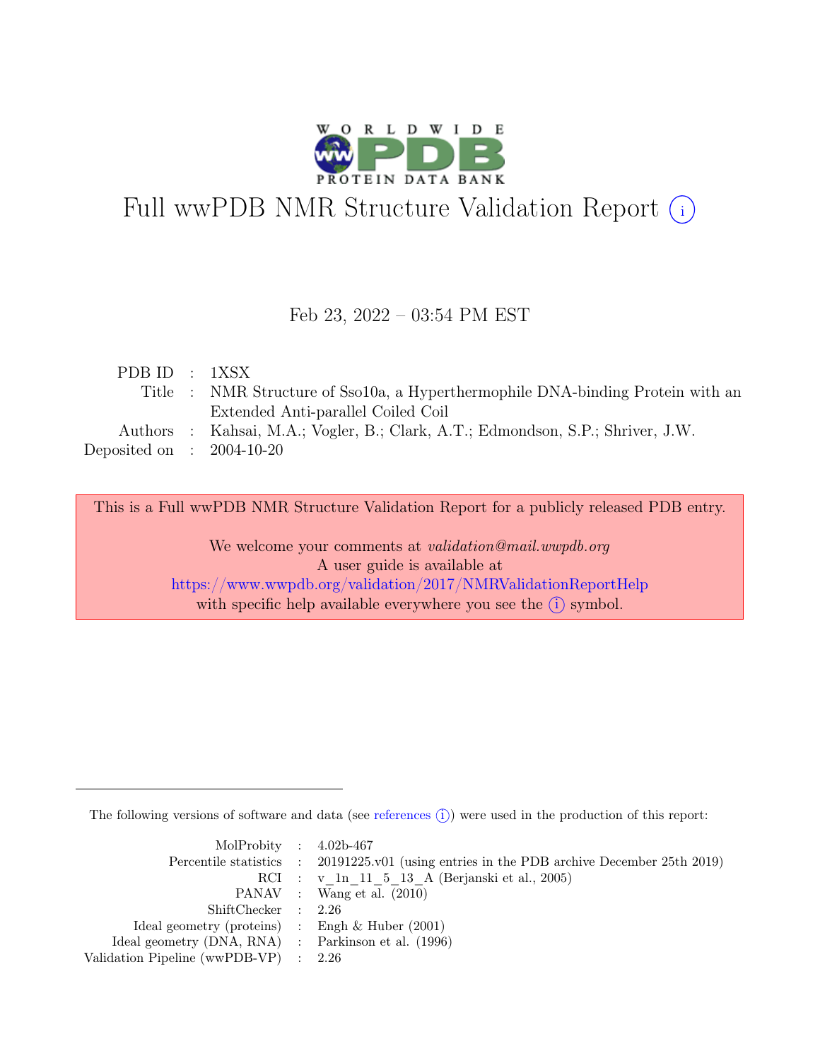# Full wwPDB NMR Structure Validation Report (i)

Feb 23, 2022 – 03:54 PM EST

| | | |
|---|---|---|
| PDB ID | : | 1XSX |
| Title | : | NMR Structure of Sso10a, a Hyperthermophile DNA-binding Protein with an Extended Anti-parallel Coiled Coil |
| Authors | : | Kahsai, M.A.; Vogler, B.; Clark, A.T.; Edmondson, S.P.; Shriver, J.W. |
| Deposited on | : | 2004-10-20 |

This is a Full wwPDB NMR Structure Validation Report for a publicly released PDB entry.

We welcome your comments at *validation@mail.wwpdb.org*
A user guide is available at
https://www.wwpdb.org/validation/2017/NMRValidationReportHelp
with specific help available everywhere you see the (i) symbol.

The following versions of software and data (see references (i)) were used in the production of this report:

| | | |
|---|---|---|
| MolProbity | : | 4.02b-467 |
| Percentile statistics | : | 20191225.v01 (using entries in the PDB archive December 25th 2019) |
| RCI | : | v_1n_11_5_13_A (Berjanski et al., 2005) |
| PANAV | : | Wang et al. (2010) |
| ShiftChecker | : | 2.26 |
| Ideal geometry (proteins) | : | Engh & Huber (2001) |
| Ideal geometry (DNA, RNA) | : | Parkinson et al. (1996) |
| Validation Pipeline (wwPDB-VP) | : | 2.26 |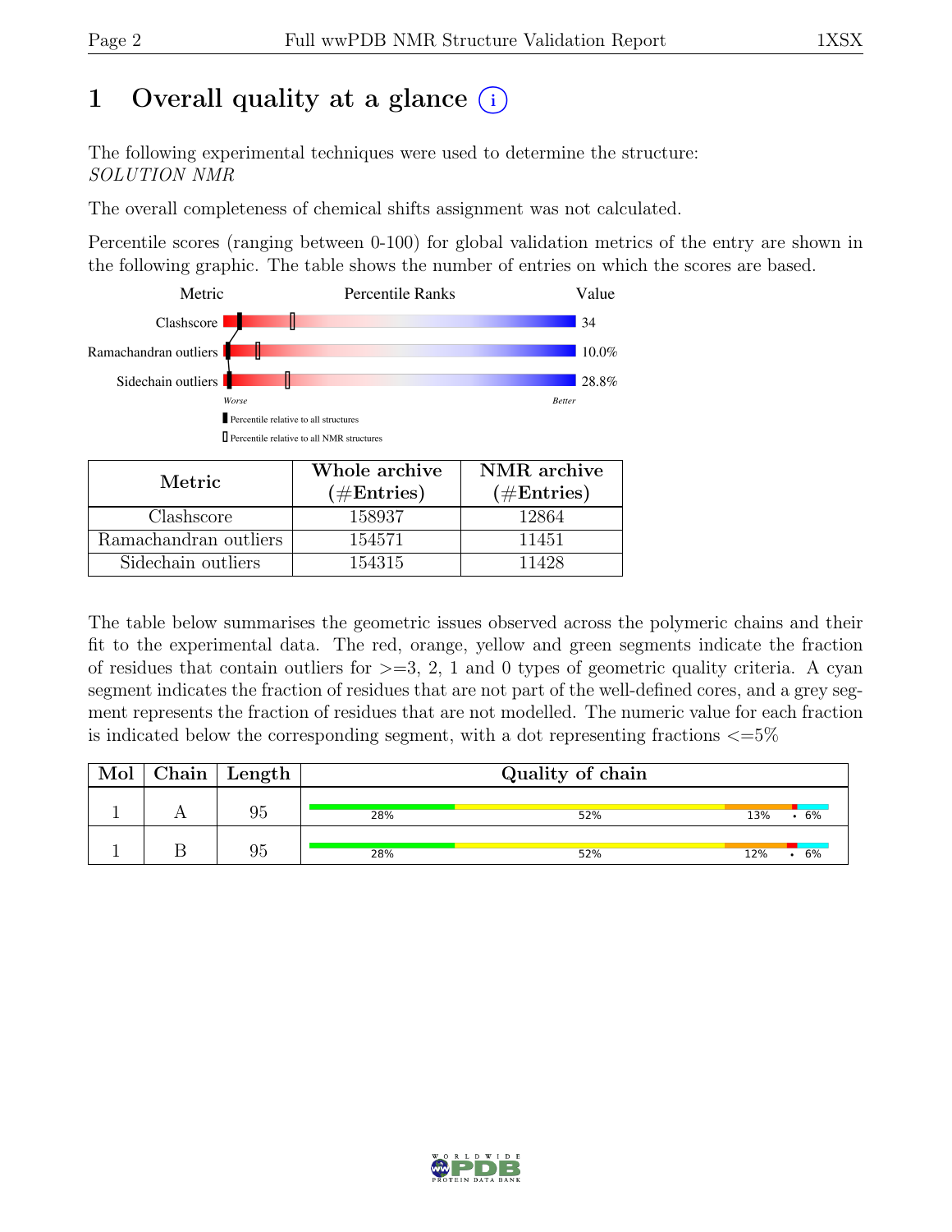# 1 Overall quality at a glance (i)

The following experimental techniques were used to determine the structure:
*SOLUTION NMR*

The overall completeness of chemical shifts assignment was not calculated.

Percentile scores (ranging between 0-100) for global validation metrics of the entry are shown in the following graphic. The table shows the number of entries on which the scores are based.

| Metric | Percentile Ranks | Value |
|---|---|---|
| Clashscore | | 34 |
| Ramachandran outliers | | 10.0% |
| Sidechain outliers | | 28.8% |

Worse — Better

▮ Percentile relative to all structures
▯ Percentile relative to all NMR structures

| Metric | Whole archive (#Entries) | NMR archive (#Entries) |
|---|---|---|
| Clashscore | 158937 | 12864 |
| Ramachandran outliers | 154571 | 11451 |
| Sidechain outliers | 154315 | 11428 |

The table below summarises the geometric issues observed across the polymeric chains and their fit to the experimental data. The red, orange, yellow and green segments indicate the fraction of residues that contain outliers for >=3, 2, 1 and 0 types of geometric quality criteria. A cyan segment indicates the fraction of residues that are not part of the well-defined cores, and a grey segment represents the fraction of residues that are not modelled. The numeric value for each fraction is indicated below the corresponding segment, with a dot representing fractions <=5%

| Mol | Chain | Length | Quality of chain |
|---|---|---|---|
| 1 | A | 95 | 28% 52% 13% • 6% |
| 1 | B | 95 | 28% 52% 12% • 6% |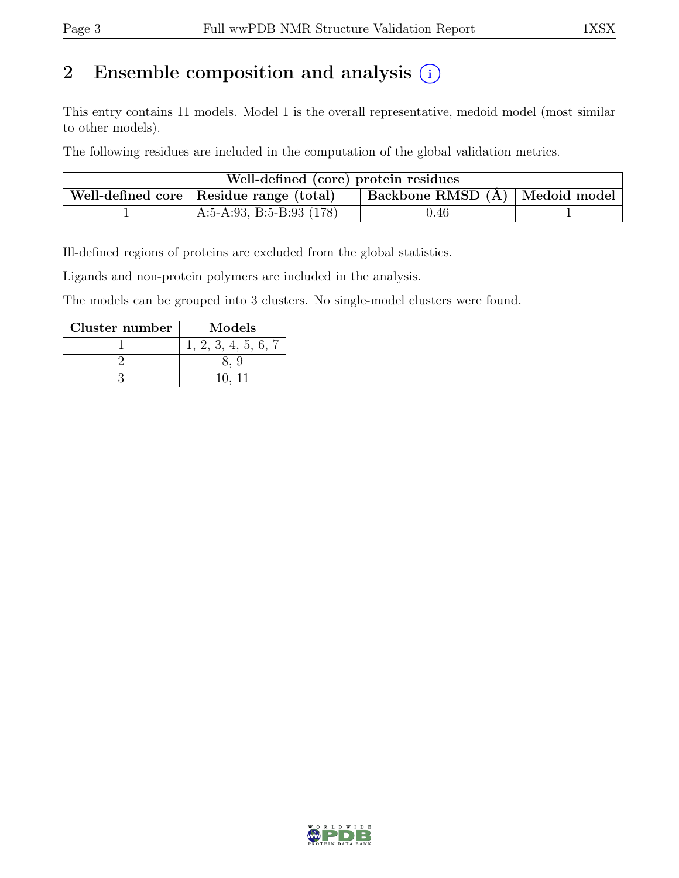# 2 Ensemble composition and analysis (i)

This entry contains 11 models. Model 1 is the overall representative, medoid model (most similar to other models).

The following residues are included in the computation of the global validation metrics.

| Well-defined (core) protein residues | | | |
|---|---|---|---|
| Well-defined core | Residue range (total) | Backbone RMSD (Å) | Medoid model |
| 1 | A:5-A:93, B:5-B:93 (178) | 0.46 | 1 |

Ill-defined regions of proteins are excluded from the global statistics.

Ligands and non-protein polymers are included in the analysis.

The models can be grouped into 3 clusters. No single-model clusters were found.

| Cluster number | Models |
|---|---|
| 1 | 1, 2, 3, 4, 5, 6, 7 |
| 2 | 8, 9 |
| 3 | 10, 11 |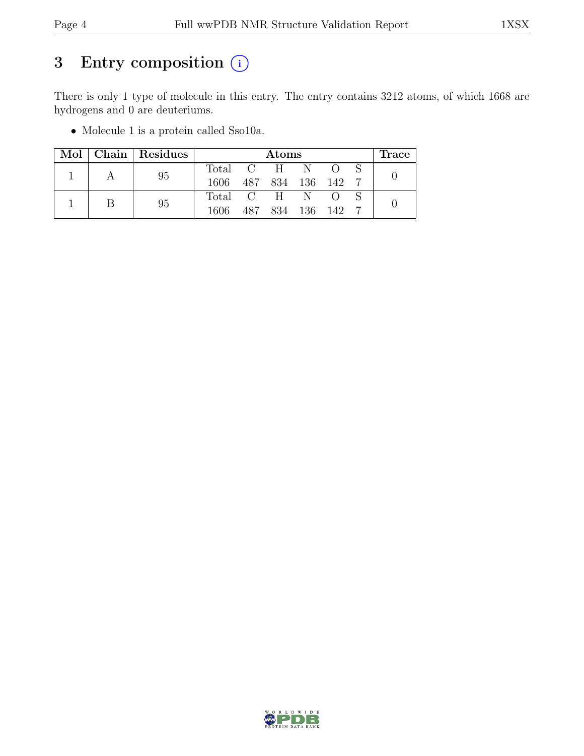# 3 Entry composition (i)

There is only 1 type of molecule in this entry. The entry contains 3212 atoms, of which 1668 are hydrogens and 0 are deuteriums.

- Molecule 1 is a protein called Sso10a.

| Mol | Chain | Residues | Atoms | | | | | | Trace |
|---|---|---|---|---|---|---|---|---|---|
| | | | Total | C | H | N | O | S | |
| 1 | A | 95 | 1606 | 487 | 834 | 136 | 142 | 7 | 0 |
| 1 | B | 95 | 1606 | 487 | 834 | 136 | 142 | 7 | 0 |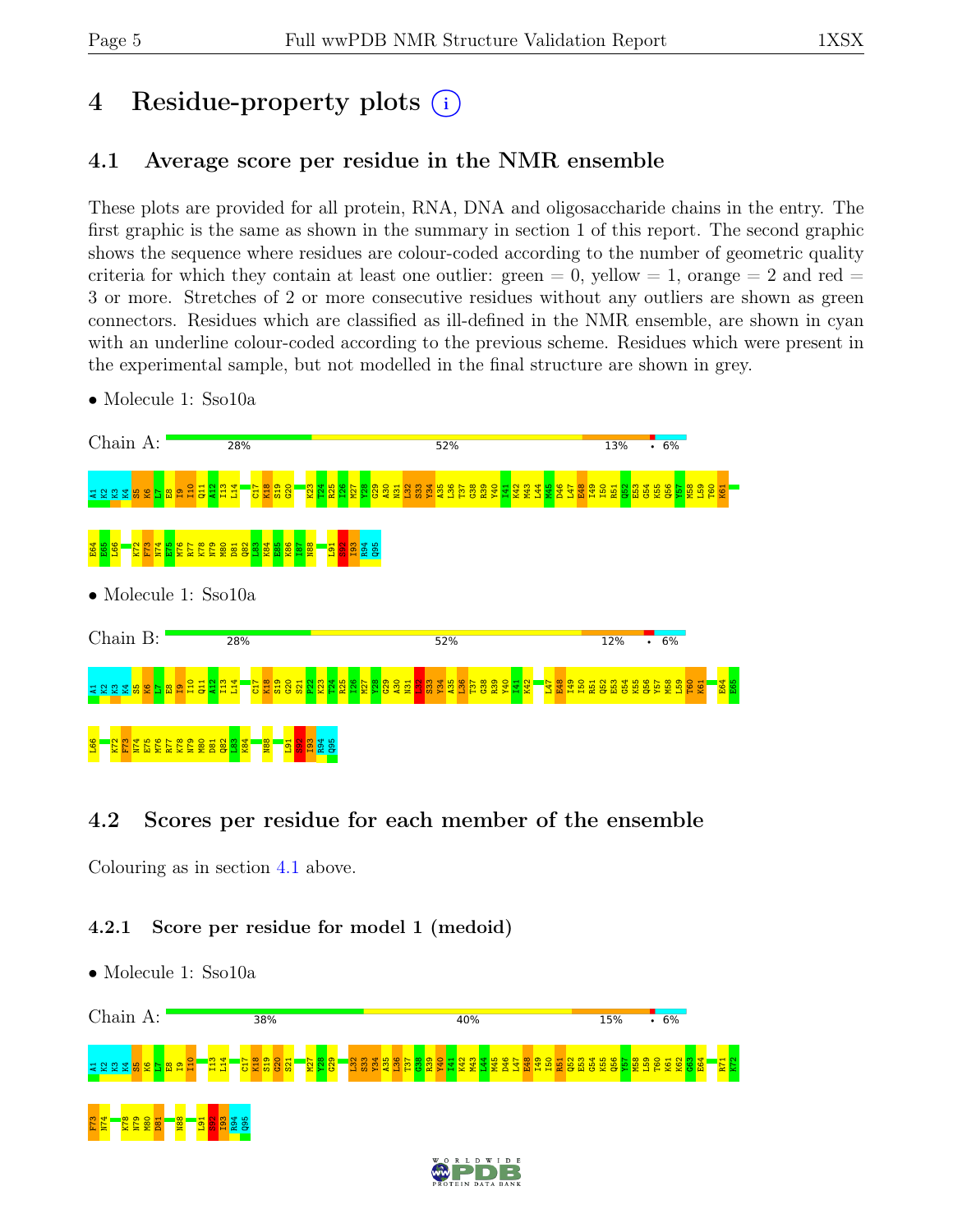# 4 Residue-property plots

## 4.1 Average score per residue in the NMR ensemble

These plots are provided for all protein, RNA, DNA and oligosaccharide chains in the entry. The first graphic is the same as shown in the summary in section 1 of this report. The second graphic shows the sequence where residues are colour-coded according to the number of geometric quality criteria for which they contain at least one outlier: green = 0, yellow = 1, orange = 2 and red = 3 or more. Stretches of 2 or more consecutive residues without any outliers are shown as green connectors. Residues which are classified as ill-defined in the NMR ensemble, are shown in cyan with an underline colour-coded according to the previous scheme. Residues which were present in the experimental sample, but not modelled in the final structure are shown in grey.

- Molecule 1: Sso10a

Chain A: 28% | 52% | 13% | • | 6%

A1 K2 K3 K4 S5 K6 L7 E8 I9 I10 Q11 A12 I13 L14 C17 K18 S19 G20 K23 T24 R25 I26 M27 Y28 G29 A30 N31 L32 S33 Y34 A35 L36 T37 G38 R39 Y40 I41 K42 M43 L44 M45 D46 L47 E48 I49 I50 R51 Q52 E53 G54 K55 Q56 Y57 M58 L59 T60 K61 E64 E65 L66 K72 F73 N74 E75 M76 R77 K78 N79 M80 D81 Q82 L83 K84 E85 K86 I87 N88 L91 S92 I93 R94 Q95

- Molecule 1: Sso10a

Chain B: 28% | 52% | 12% | • | 6%

A1 K2 K3 K4 S5 K6 L7 E8 I9 I10 Q11 A12 I13 L14 C17 K18 S19 G20 S21 P22 K23 T24 R25 I26 M27 Y28 G29 A30 N31 L32 S33 Y34 A35 L36 T37 G38 R39 Y40 I41 K42 L47 E48 I49 I50 R51 Q52 E53 G54 K55 Q56 Y57 M58 L59 T60 K61 E64 E65 L66 K72 F73 N74 E75 M76 R77 K78 N79 M80 D81 Q82 L83 K84 N88 L91 S92 I93 R94 Q95

## 4.2 Scores per residue for each member of the ensemble

Colouring as in section 4.1 above.

### 4.2.1 Score per residue for model 1 (medoid)

- Molecule 1: Sso10a

Chain A: 38% | 40% | 15% | • | 6%

A1 K2 K3 K4 S5 K6 L7 E8 I9 I10 I13 L14 C17 K18 S19 G20 S21 M27 Y28 G29 L32 S33 Y34 A35 L36 T37 G38 R39 Y40 I41 K42 M43 L44 M45 D46 L47 E48 I49 I50 R51 Q52 E53 G54 K55 Q56 Y57 M58 L59 T60 K61 K62 G63 E64 R71 K72 F73 N74 K78 N79 M80 D81 N88 L91 S92 I93 R94 Q95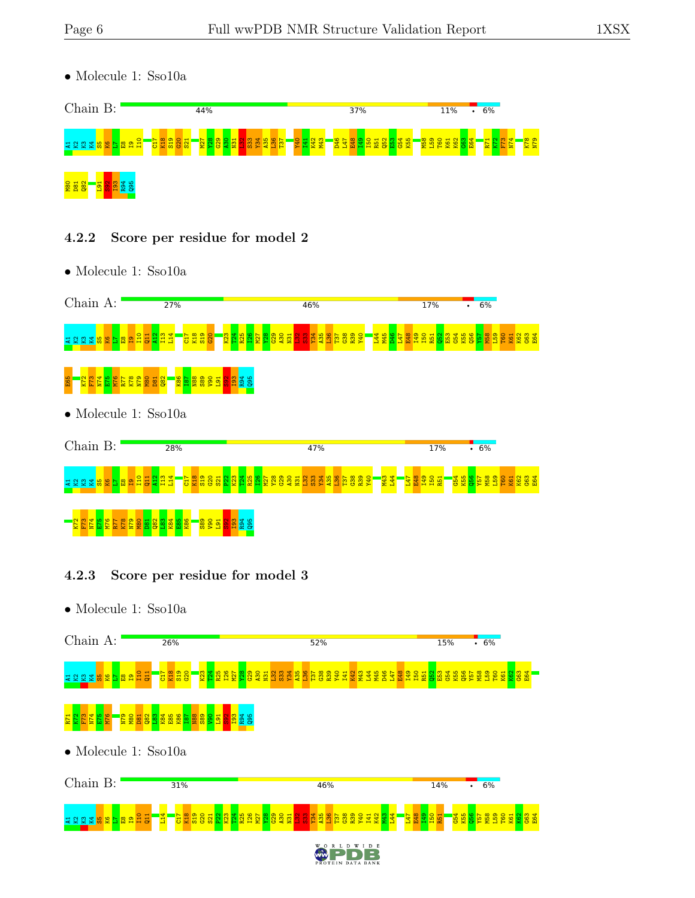• Molecule 1: Sso10a

Chain B: 44% | 37% | 11% | • | 6%

A1 K2 K3 K4 S5 K6 L7 E8 I9 I10 C17 K18 S19 G20 S21 M27 Y28 G29 A30 N31 L32 S33 Y34 A35 L36 T37 Y40 I41 K42 M43 D46 L47 E48 I49 I50 R51 Q52 E53 G54 K55 M58 L59 T60 K61 K62 G63 E64 R71 K72 F73 N74 K78 N79 M80 D81 Q82 L91 S92 I93 R94 Q95

### 4.2.2 Score per residue for model 2

• Molecule 1: Sso10a

Chain A: 27% | 46% | 17% | • | 6%

A1 K2 K3 K4 S5 K6 L7 E8 I9 I10 Q11 A12 I13 L14 C17 K18 S19 G20 K23 T24 R25 I26 M27 Y28 G29 A30 N31 L32 S33 Y34 A35 L36 T37 G38 R39 Y40 L44 M45 D46 L47 E48 I49 I50 R51 Q52 E53 G54 K55 Q56 Y57 M58 L59 T60 K61 K62 G63 E64 E65 K72 F73 N74 E75 M76 R77 K78 N79 M80 D81 Q82 K86 I87 N88 S89 V90 L91 S92 I93 R94 Q95

• Molecule 1: Sso10a

Chain B: 28% | 47% | 17% | • | 6%

A1 K2 K3 K4 S5 K6 L7 E8 I9 I10 Q11 A12 I13 L14 C17 K18 S19 G20 S21 P22 K23 T24 R25 I26 M27 Y28 G29 A30 N31 L32 S33 Y34 A35 L36 T37 G38 R39 Y40 M43 L44 L47 E48 I49 I50 R51 G54 K55 Q56 Y57 M58 L59 T60 K61 K62 G63 E64 K72 F73 N74 E75 M76 R77 K78 N79 M80 D81 Q82 L83 K84 E85 K86 S89 V90 L91 S92 I93 R94 Q95

### 4.2.3 Score per residue for model 3

• Molecule 1: Sso10a

Chain A: 26% | 52% | 15% | • | 6%

A1 K2 K3 K4 S5 K6 L7 E8 I9 I10 Q11 C17 K18 S19 G20 K23 T24 R25 I26 M27 Y28 G29 A30 N31 L32 S33 Y34 A35 L36 T37 G38 R39 Y40 I41 K42 M43 L44 M45 D46 L47 E48 I49 I50 R51 Q52 E53 G54 K55 Q56 Y57 M58 L59 T60 K61 K62 G63 E64 R71 K72 F73 N74 E75 M76 N79 M80 D81 Q82 L83 K84 E85 K86 I87 N88 S89 V90 L91 S92 I93 R94 Q95

• Molecule 1: Sso10a

Chain B: 31% | 46% | 14% | • | 6%

A1 K2 K3 K4 S5 K6 L7 E8 I9 I10 Q11 L14 C17 K18 S19 G20 S21 P22 K23 T24 R25 I26 M27 Y28 G29 A30 N31 L32 S33 Y34 A35 L36 T37 G38 R39 Y40 I41 K42 M43 L44 L47 E48 I49 I50 R51 G54 K55 Q56 Y57 M58 L59 T60 K61 K62 G63 E64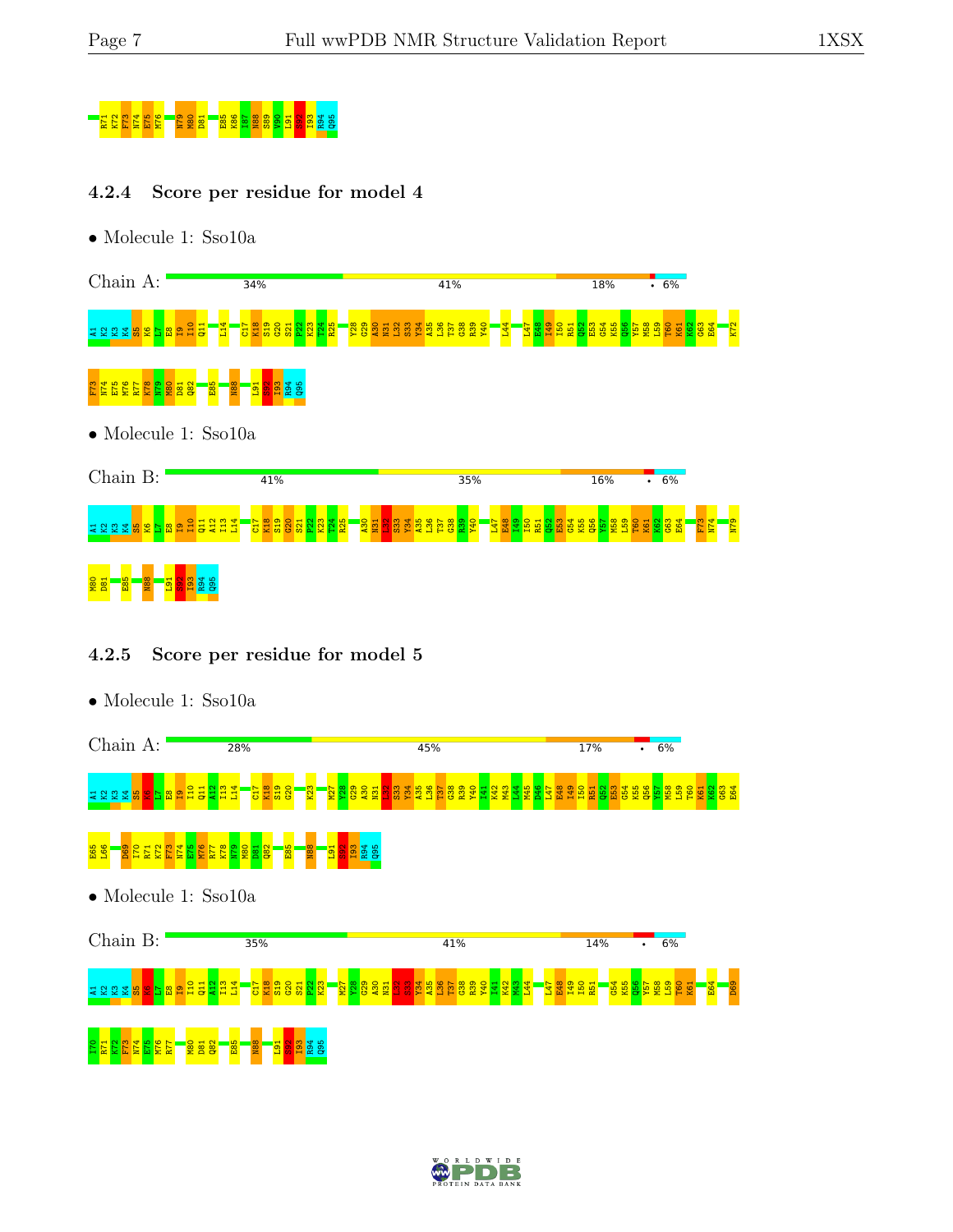R71 K72 F73 N74 E75 M76 N79 M80 D81 E85 K86 I87 N88 S89 V90 L91 S92 I93 R94 Q95

### 4.2.4 Score per residue for model 4

- Molecule 1: Sso10a

Chain A: 34% 41% 18% • 6%

A1 K2 K3 K4 S5 K6 L7 E8 I9 I10 Q11 L14 C17 K18 S19 G20 S21 P22 K23 T24 R25 Y28 G29 A30 N31 L32 S33 Y34 A35 L36 T37 G38 R39 Y40 L44 L47 E48 I49 I50 R51 Q52 E53 G54 K55 Q56 Y57 M58 L59 T60 K61 K62 G63 E64 K72 F73 N74 E75 M76 R77 K78 N79 M80 D81 Q82 E85 N88 L91 S92 I93 R94 Q95

- Molecule 1: Sso10a

Chain B: 41% 35% 16% • 6%

A1 K2 K3 K4 S5 K6 L7 E8 I9 I10 Q11 A12 I13 L14 C17 K18 S19 G20 S21 P22 K23 T24 R25 A30 N31 L32 S33 Y34 A35 L36 T37 G38 R39 Y40 L47 E48 I49 I50 R51 Q52 E53 G54 K55 Q56 Y57 M58 L59 T60 K61 K62 G63 E64 F73 N74 N79 M80 D81 E85 N88 L91 S92 I93 R94 Q95

### 4.2.5 Score per residue for model 5

- Molecule 1: Sso10a

Chain A: 28% 45% 17% • 6%

A1 K2 K3 K4 S5 K6 L7 E8 I9 I10 Q11 A12 I13 L14 C17 K18 S19 G20 K23 M27 Y28 G29 A30 N31 L32 S33 Y34 A35 L36 T37 G38 R39 Y40 I41 K42 M43 L44 M45 D46 L47 E48 I49 I50 R51 Q52 E53 G54 K55 Q56 Y57 M58 L59 T60 K61 K62 G63 E64 E65 L66 D69 I70 R71 K72 F73 N74 E75 M76 R77 K78 N79 M80 D81 Q82 E85 N88 L91 S92 I93 R94 Q95

- Molecule 1: Sso10a

Chain B: 35% 41% 14% • 6%

A1 K2 K3 K4 S5 K6 L7 E8 I9 I10 Q11 A12 I13 L14 C17 K18 S19 G20 S21 P22 K23 M27 Y28 G29 A30 N31 L32 S33 Y34 A35 L36 T37 G38 R39 Y40 I41 K42 M43 L44 L47 E48 I49 I50 R51 G54 K55 Q56 Y57 M58 L59 T60 K61 E64 D69 I70 R71 K72 F73 N74 E75 M76 R77 M80 D81 Q82 E85 N88 L91 S92 I93 R94 Q95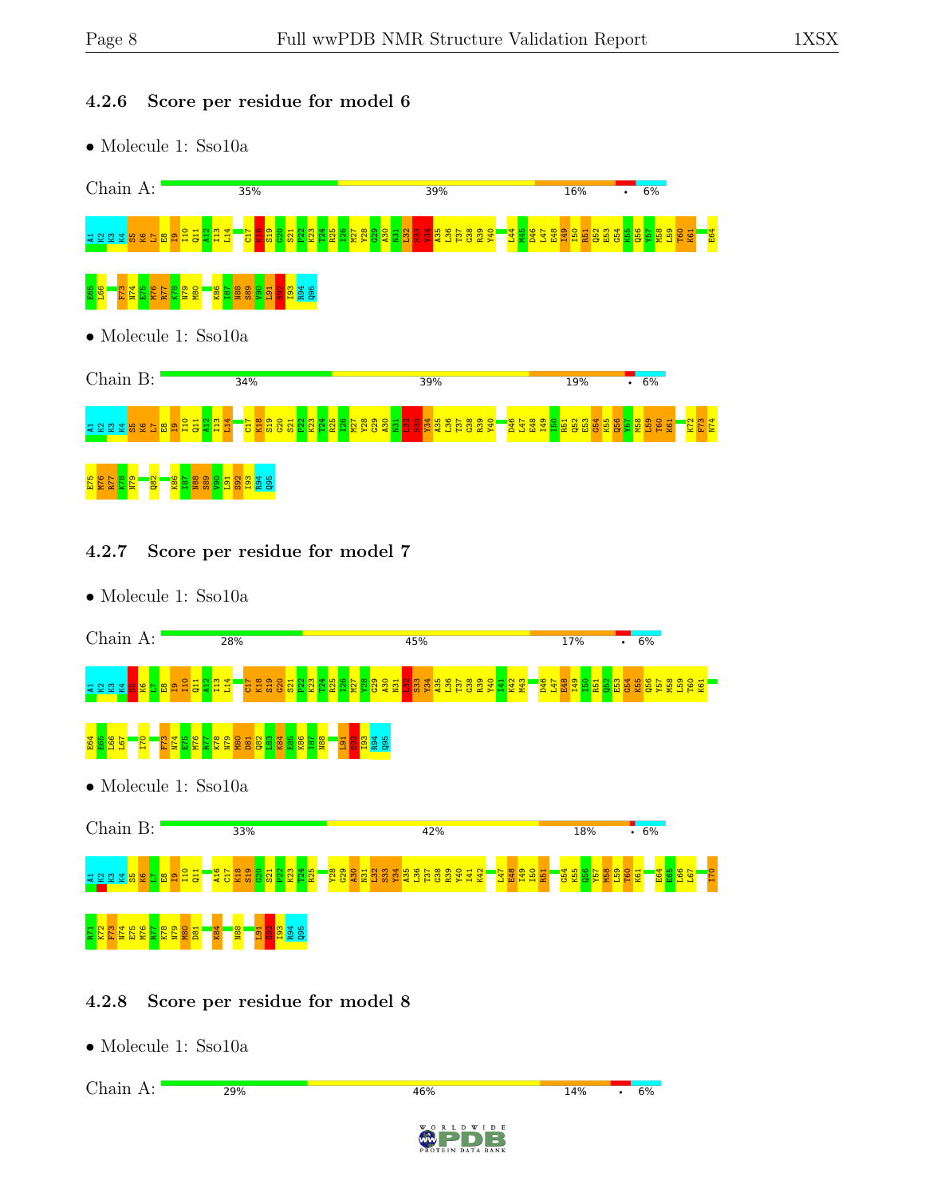### 4.2.6 Score per residue for model 6

• Molecule 1: Sso10a

Chain A: 35% 39% 16% • 6%

A1 K2 K3 K4 S5 K6 L7 E8 I9 I10 Q11 A12 I13 L14 C17 K18 S19 G20 S21 P22 K23 T24 R25 I26 M27 Y28 G29 A30 N31 L32 S33 Y34 A35 L36 T37 G38 R39 Y40 L44 M45 D46 L47 E48 I49 I50 R51 Q52 E53 G54 K55 Q56 Y57 M58 L59 T60 K61 E64 E65 L66 F73 N74 E75 M76 R77 K78 N79 M80 K86 I87 N88 S89 V90 L91 S92 I93 R94 Q95

• Molecule 1: Sso10a

Chain B: 34% 39% 19% • 6%

A1 K2 K3 K4 S5 K6 L7 E8 I9 I10 Q11 A12 I13 L14 C17 K18 S19 G20 S21 P22 K23 T24 R25 I26 M27 Y28 G29 A30 N31 L32 S33 Y34 A35 L36 T37 G38 R39 Y40 D46 L47 E48 I49 I50 R51 Q52 E53 G54 K55 Q56 Y57 M58 L59 T60 K61 K72 F73 N74 E75 M76 R77 K78 N79 Q82 K86 I87 N88 S89 V90 L91 S92 I93 R94 Q95

### 4.2.7 Score per residue for model 7

• Molecule 1: Sso10a

Chain A: 28% 45% 17% • 6%

A1 K2 K3 K4 S5 K6 L7 E8 I9 I10 Q11 A12 I13 L14 C17 K18 S19 G20 S21 P22 K23 T24 R25 I26 M27 Y28 G29 A30 N31 L32 S33 Y34 A35 L36 T37 G38 R39 Y40 I41 K42 M43 D46 L47 E48 I49 I50 R51 Q52 E53 G54 K55 Q56 Y57 M58 L59 T60 K61 E64 E65 L66 L67 I70 F73 N74 E75 M76 R77 K78 N79 M80 D81 Q82 L83 K84 E85 K86 I87 N88 L91 S92 I93 R94 Q95

• Molecule 1: Sso10a

Chain B: 33% 42% 18% • 6%

A1 K2 K3 K4 S5 K6 L7 E8 I9 I10 Q11 A16 C17 K18 S19 G20 S21 P22 K23 T24 R25 Y28 G29 A30 N31 L32 S33 Y34 A35 L36 T37 G38 R39 Y40 I41 K42 L47 E48 I49 I50 R51 G54 K55 Q56 Y57 M58 L59 T60 K61 E64 E65 L66 L67 I70 R71 K72 F73 N74 E75 M76 R77 K78 N79 M80 D81 K84 N88 L91 S92 I93 R94 Q95

### 4.2.8 Score per residue for model 8

• Molecule 1: Sso10a

Chain A: 29% 46% 14% • 6%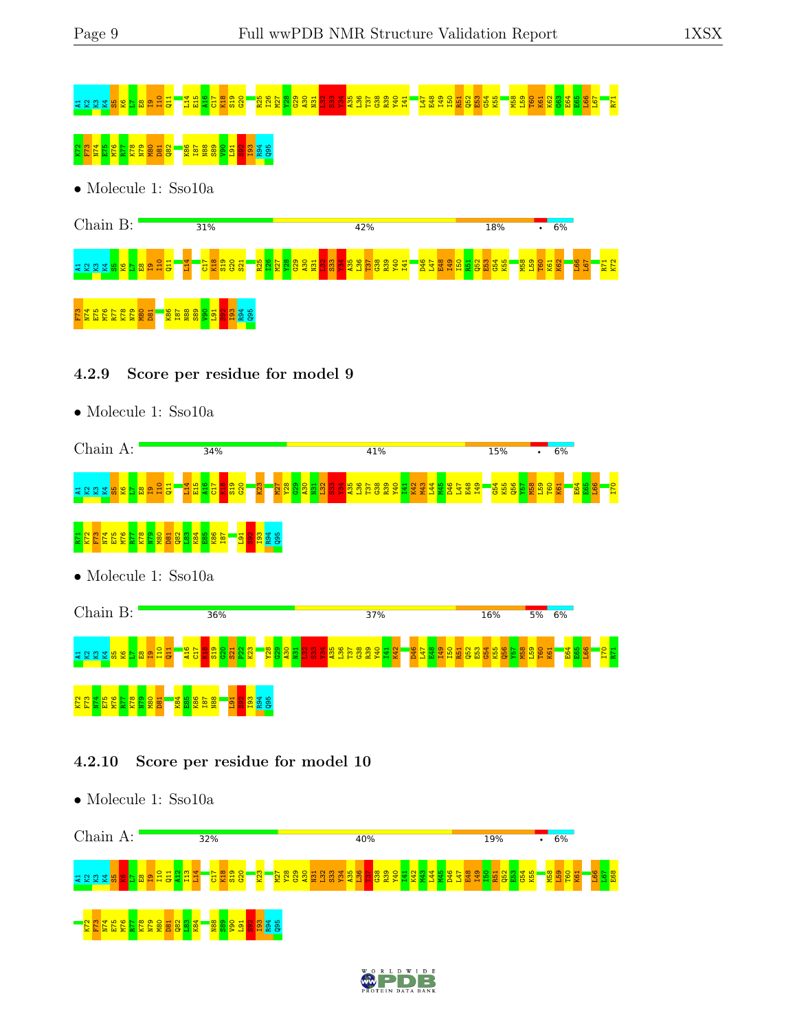A1 K2 K3 K4 S5 K6 L7 E8 I9 I10 Q11 L14 E15 A16 C17 K18 S19 G20 R25 I26 M27 Y28 G29 A30 N31 L32 S33 Y34 A35 L36 T37 G38 R39 Y40 I41 L47 E48 I49 I50 R51 Q52 E53 G54 K55 M58 L59 T60 K61 K62 G63 E64 E65 L66 L67 R71

K72 F73 N74 E75 M76 R77 K78 N79 M80 D81 Q82 K86 I87 N88 S89 V90 L91 S92 I93 R94 Q95

• Molecule 1: Sso10a

Chain B: 31% 42% 18% • 6%

A1 K2 K3 K4 S5 K6 L7 E8 I9 I10 Q11 L14 C17 K18 S19 G20 S21 R25 I26 M27 Y28 G29 A30 N31 L32 S33 Y34 A35 L36 T37 G38 R39 Y40 I41 D46 L47 E48 I49 I50 R51 Q52 E53 G54 K55 M58 L59 T60 K61 K62 L66 L67 R71 K72

F73 N74 E75 M76 R77 K78 N79 M80 D81 K86 I87 N88 S89 V90 L91 S92 I93 R94 Q95

### 4.2.9 Score per residue for model 9

• Molecule 1: Sso10a

Chain A: 34% 41% 15% • 6%

A1 K2 K3 K4 S5 K6 L7 E8 I9 I10 Q11 L14 E15 A16 C17 K18 S19 G20 K23 M27 Y28 G29 A30 N31 L32 S33 Y34 A35 L36 T37 G38 R39 Y40 I41 K42 M43 L44 M45 D46 L47 E48 I49 G54 K55 Q56 Y57 M58 L59 T60 K61 E64 E65 L66 I70

R71 K72 F73 N74 E75 M76 R77 K78 N79 M80 D81 Q82 L83 K84 E85 K86 I87 L91 S92 I93 R94 Q95

• Molecule 1: Sso10a

Chain B: 36% 37% 16% 5% 6%

A1 K2 K3 K4 S5 K6 L7 E8 I9 I10 Q11 A16 C17 K18 S19 G20 S21 P22 K23 Y28 G29 A30 N31 L32 S33 Y34 A35 L36 T37 G38 R39 Y40 I41 K42 D46 L47 E48 I49 I50 R51 Q52 E53 G54 K55 Q56 Y57 M58 L59 T60 K61 E64 E65 L66 I70 R71

K72 F73 N74 E75 M76 R77 K78 N79 M80 D81 K84 E85 K86 I87 N88 L91 S92 I93 R94 Q95

### 4.2.10 Score per residue for model 10

• Molecule 1: Sso10a

Chain A: 32% 40% 19% • 6%

A1 K2 K3 K4 S5 K6 L7 E8 I9 I10 Q11 A12 I13 L14 C17 K18 S19 G20 K23 M27 Y28 G29 A30 N31 L32 S33 Y34 A35 L36 T37 G38 R39 Y40 I41 K42 M43 L44 M45 D46 L47 E48 I49 I50 R51 Q52 E53 G54 K55 M58 L59 T60 K61 L66 L67 E68

K72 F73 N74 E75 M76 R77 K78 N79 M80 D81 Q82 L83 K84 N88 S89 V90 L91 S92 I93 R94 Q95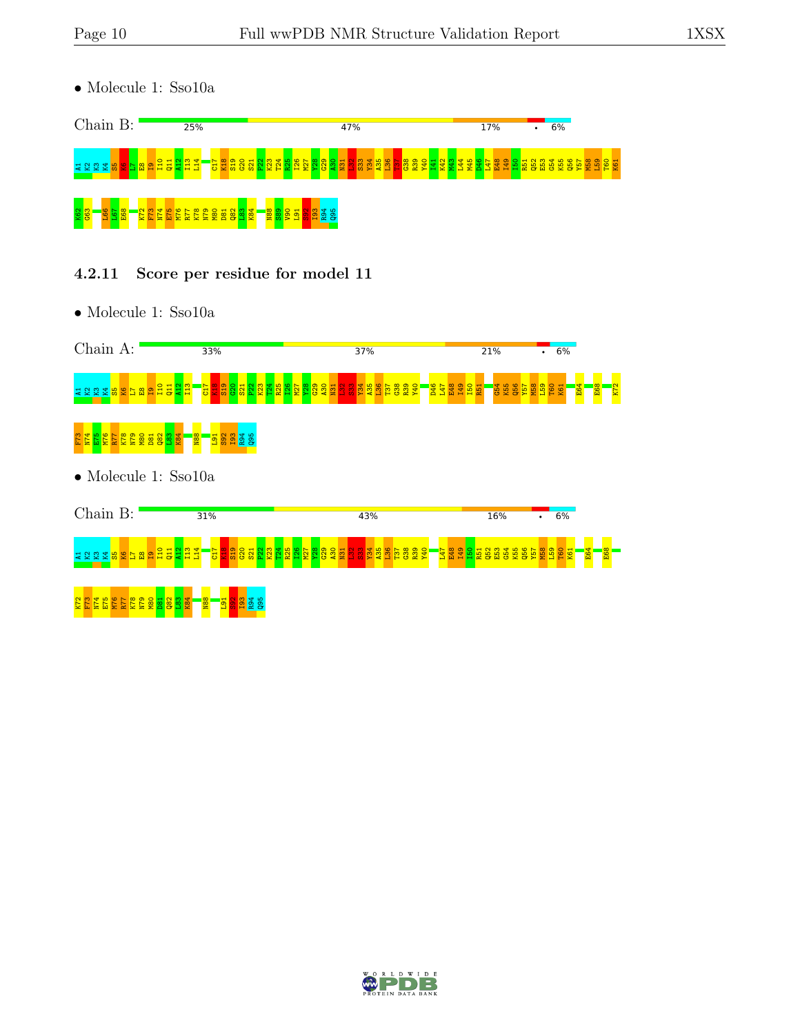• Molecule 1: Sso10a

Chain B: 25% | 47% | 17% | • | 6%

A1 K2 K3 K4 S5 K6 L7 E8 I9 I10 Q11 A12 I13 L14 C17 K18 S19 G20 S21 P22 K23 T24 R25 I26 M27 Y28 G29 A30 N31 L32 S33 Y34 A35 L36 T37 G38 R39 Y40 I41 K42 M43 L44 M45 D46 L47 E48 I49 I50 R51 Q52 E53 G54 K55 Q56 Y57 M58 L59 T60 K61 K62 G63 L66 L67 E68 K72 F73 N74 E75 M76 R77 K78 N79 M80 D81 Q82 L83 K84 N88 S89 V90 L91 S92 I93 R94 Q95

### 4.2.11 Score per residue for model 11

• Molecule 1: Sso10a

Chain A: 33% | 37% | 21% | • | 6%

A1 K2 K3 K4 S5 K6 L7 E8 I9 I10 Q11 A12 I13 C17 K18 S19 G20 S21 P22 K23 T24 R25 I26 M27 Y28 G29 A30 N31 L32 S33 Y34 A35 L36 T37 G38 R39 Y40 D46 L47 E48 I49 I50 R51 G54 K55 Q56 Y57 M58 L59 T60 K61 E64 E68 K72 F73 N74 E75 M76 R77 K78 N79 M80 D81 Q82 L83 K84 N88 L91 S92 I93 R94 Q95

• Molecule 1: Sso10a

Chain B: 31% | 43% | 16% | • | 6%

A1 K2 K3 K4 S5 K6 L7 E8 I9 I10 Q11 A12 I13 L14 C17 K18 S19 G20 S21 P22 K23 T24 R25 I26 M27 Y28 G29 A30 N31 L32 S33 Y34 A35 L36 T37 G38 R39 Y40 L47 E48 I49 I50 R51 Q52 E53 G54 K55 Q56 Y57 M58 L59 T60 K61 E64 E68 K72 F73 N74 E75 M76 R77 K78 N79 M80 D81 Q82 L83 K84 N88 L91 S92 I93 R94 Q95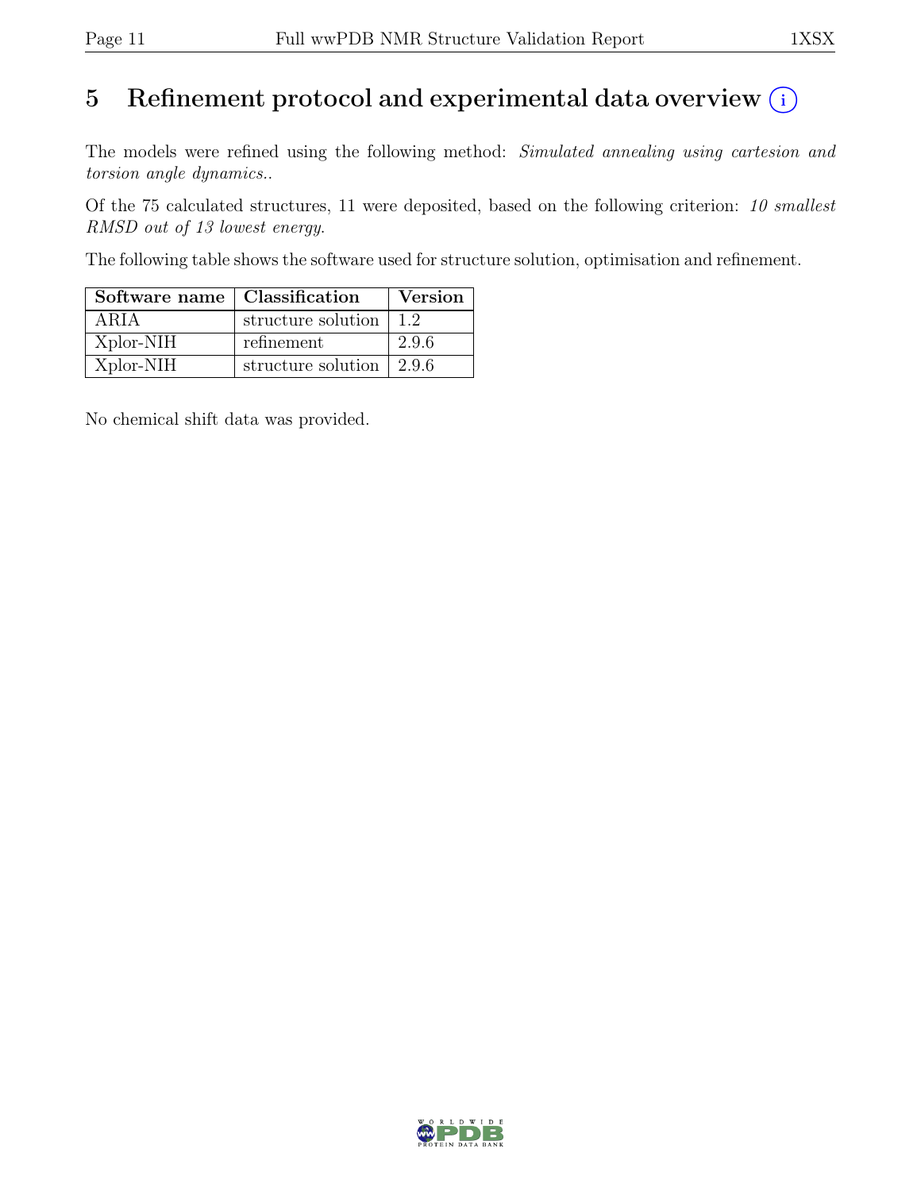# 5 Refinement protocol and experimental data overview (i)

The models were refined using the following method: *Simulated annealing using cartesion and torsion angle dynamics.*.

Of the 75 calculated structures, 11 were deposited, based on the following criterion: *10 smallest RMSD out of 13 lowest energy*.

The following table shows the software used for structure solution, optimisation and refinement.

| Software name | Classification | Version |
|---|---|---|
| ARIA | structure solution | 1.2 |
| Xplor-NIH | refinement | 2.9.6 |
| Xplor-NIH | structure solution | 2.9.6 |

No chemical shift data was provided.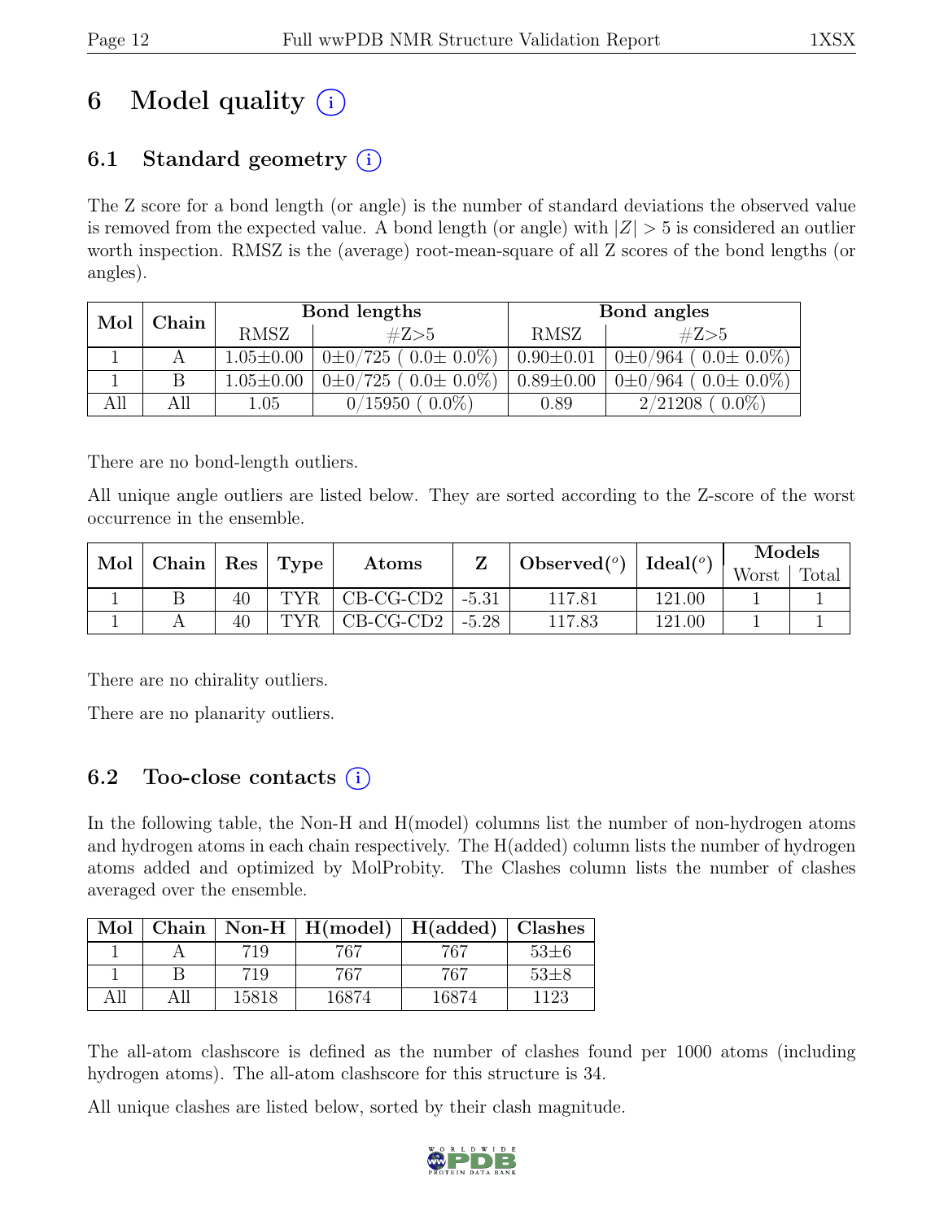# 6 Model quality (i)

## 6.1 Standard geometry (i)

The Z score for a bond length (or angle) is the number of standard deviations the observed value is removed from the expected value. A bond length (or angle) with $|Z| > 5$ is considered an outlier worth inspection. RMSZ is the (average) root-mean-square of all Z scores of the bond lengths (or angles).

| Mol | Chain | Bond lengths | | Bond angles | |
|---|---|---|---|---|---|
| | | RMSZ | #Z>5 | RMSZ | #Z>5 |
| 1 | A | 1.05±0.00 | 0±0/725 ( 0.0± 0.0%) | 0.90±0.01 | 0±0/964 ( 0.0± 0.0%) |
| 1 | B | 1.05±0.00 | 0±0/725 ( 0.0± 0.0%) | 0.89±0.00 | 0±0/964 ( 0.0± 0.0%) |
| All | All | 1.05 | 0/15950 ( 0.0%) | 0.89 | 2/21208 ( 0.0%) |

There are no bond-length outliers.

All unique angle outliers are listed below. They are sorted according to the Z-score of the worst occurrence in the ensemble.

| Mol | Chain | Res | Type | Atoms | Z | Observed(°) | Ideal(°) | Models | |
|---|---|---|---|---|---|---|---|---|---|
| | | | | | | | | Worst | Total |
| 1 | B | 40 | TYR | CB-CG-CD2 | -5.31 | 117.81 | 121.00 | 1 | 1 |
| 1 | A | 40 | TYR | CB-CG-CD2 | -5.28 | 117.83 | 121.00 | 1 | 1 |

There are no chirality outliers.

There are no planarity outliers.

## 6.2 Too-close contacts (i)

In the following table, the Non-H and H(model) columns list the number of non-hydrogen atoms and hydrogen atoms in each chain respectively. The H(added) column lists the number of hydrogen atoms added and optimized by MolProbity. The Clashes column lists the number of clashes averaged over the ensemble.

| Mol | Chain | Non-H | H(model) | H(added) | Clashes |
|---|---|---|---|---|---|
| 1 | A | 719 | 767 | 767 | 53±6 |
| 1 | B | 719 | 767 | 767 | 53±8 |
| All | All | 15818 | 16874 | 16874 | 1123 |

The all-atom clashscore is defined as the number of clashes found per 1000 atoms (including hydrogen atoms). The all-atom clashscore for this structure is 34.

All unique clashes are listed below, sorted by their clash magnitude.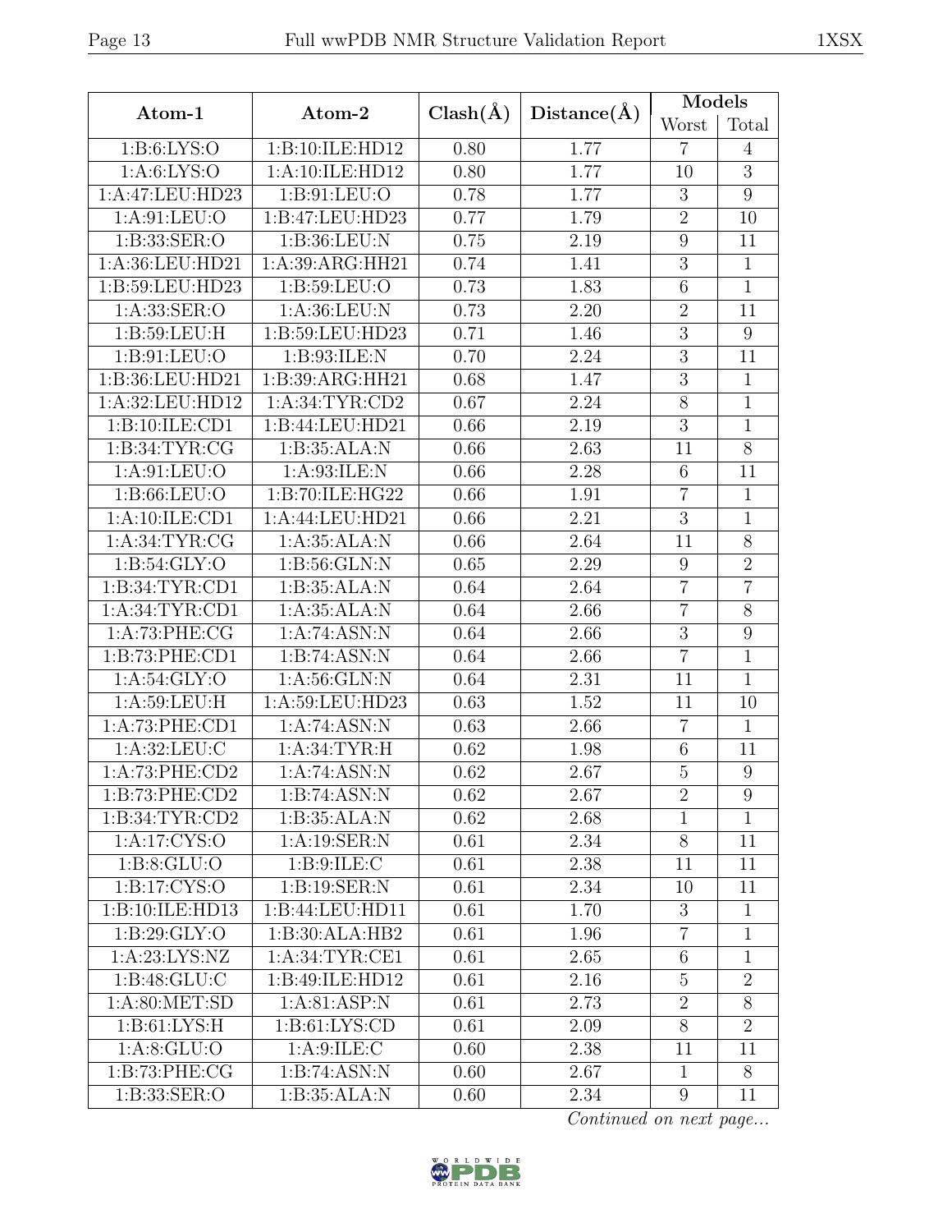| Atom-1 | Atom-2 | Clash(Å) | Distance(Å) | Models | |
|---|---|---|---|---|---|
| | | | | Worst | Total |
| 1:B:6:LYS:O | 1:B:10:ILE:HD12 | 0.80 | 1.77 | 7 | 4 |
| 1:A:6:LYS:O | 1:A:10:ILE:HD12 | 0.80 | 1.77 | 10 | 3 |
| 1:A:47:LEU:HD23 | 1:B:91:LEU:O | 0.78 | 1.77 | 3 | 9 |
| 1:A:91:LEU:O | 1:B:47:LEU:HD23 | 0.77 | 1.79 | 2 | 10 |
| 1:B:33:SER:O | 1:B:36:LEU:N | 0.75 | 2.19 | 9 | 11 |
| 1:A:36:LEU:HD21 | 1:A:39:ARG:HH21 | 0.74 | 1.41 | 3 | 1 |
| 1:B:59:LEU:HD23 | 1:B:59:LEU:O | 0.73 | 1.83 | 6 | 1 |
| 1:A:33:SER:O | 1:A:36:LEU:N | 0.73 | 2.20 | 2 | 11 |
| 1:B:59:LEU:H | 1:B:59:LEU:HD23 | 0.71 | 1.46 | 3 | 9 |
| 1:B:91:LEU:O | 1:B:93:ILE:N | 0.70 | 2.24 | 3 | 11 |
| 1:B:36:LEU:HD21 | 1:B:39:ARG:HH21 | 0.68 | 1.47 | 3 | 1 |
| 1:A:32:LEU:HD12 | 1:A:34:TYR:CD2 | 0.67 | 2.24 | 8 | 1 |
| 1:B:10:ILE:CD1 | 1:B:44:LEU:HD21 | 0.66 | 2.19 | 3 | 1 |
| 1:B:34:TYR:CG | 1:B:35:ALA:N | 0.66 | 2.63 | 11 | 8 |
| 1:A:91:LEU:O | 1:A:93:ILE:N | 0.66 | 2.28 | 6 | 11 |
| 1:B:66:LEU:O | 1:B:70:ILE:HG22 | 0.66 | 1.91 | 7 | 1 |
| 1:A:10:ILE:CD1 | 1:A:44:LEU:HD21 | 0.66 | 2.21 | 3 | 1 |
| 1:A:34:TYR:CG | 1:A:35:ALA:N | 0.66 | 2.64 | 11 | 8 |
| 1:B:54:GLY:O | 1:B:56:GLN:N | 0.65 | 2.29 | 9 | 2 |
| 1:B:34:TYR:CD1 | 1:B:35:ALA:N | 0.64 | 2.64 | 7 | 7 |
| 1:A:34:TYR:CD1 | 1:A:35:ALA:N | 0.64 | 2.66 | 7 | 8 |
| 1:A:73:PHE:CG | 1:A:74:ASN:N | 0.64 | 2.66 | 3 | 9 |
| 1:B:73:PHE:CD1 | 1:B:74:ASN:N | 0.64 | 2.66 | 7 | 1 |
| 1:A:54:GLY:O | 1:A:56:GLN:N | 0.64 | 2.31 | 11 | 1 |
| 1:A:59:LEU:H | 1:A:59:LEU:HD23 | 0.63 | 1.52 | 11 | 10 |
| 1:A:73:PHE:CD1 | 1:A:74:ASN:N | 0.63 | 2.66 | 7 | 1 |
| 1:A:32:LEU:C | 1:A:34:TYR:H | 0.62 | 1.98 | 6 | 11 |
| 1:A:73:PHE:CD2 | 1:A:74:ASN:N | 0.62 | 2.67 | 5 | 9 |
| 1:B:73:PHE:CD2 | 1:B:74:ASN:N | 0.62 | 2.67 | 2 | 9 |
| 1:B:34:TYR:CD2 | 1:B:35:ALA:N | 0.62 | 2.68 | 1 | 1 |
| 1:A:17:CYS:O | 1:A:19:SER:N | 0.61 | 2.34 | 8 | 11 |
| 1:B:8:GLU:O | 1:B:9:ILE:C | 0.61 | 2.38 | 11 | 11 |
| 1:B:17:CYS:O | 1:B:19:SER:N | 0.61 | 2.34 | 10 | 11 |
| 1:B:10:ILE:HD13 | 1:B:44:LEU:HD11 | 0.61 | 1.70 | 3 | 1 |
| 1:B:29:GLY:O | 1:B:30:ALA:HB2 | 0.61 | 1.96 | 7 | 1 |
| 1:A:23:LYS:NZ | 1:A:34:TYR:CE1 | 0.61 | 2.65 | 6 | 1 |
| 1:B:48:GLU:C | 1:B:49:ILE:HD12 | 0.61 | 2.16 | 5 | 2 |
| 1:A:80:MET:SD | 1:A:81:ASP:N | 0.61 | 2.73 | 2 | 8 |
| 1:B:61:LYS:H | 1:B:61:LYS:CD | 0.61 | 2.09 | 8 | 2 |
| 1:A:8:GLU:O | 1:A:9:ILE:C | 0.60 | 2.38 | 11 | 11 |
| 1:B:73:PHE:CG | 1:B:74:ASN:N | 0.60 | 2.67 | 1 | 8 |
| 1:B:33:SER:O | 1:B:35:ALA:N | 0.60 | 2.34 | 9 | 11 |

*Continued on next page...*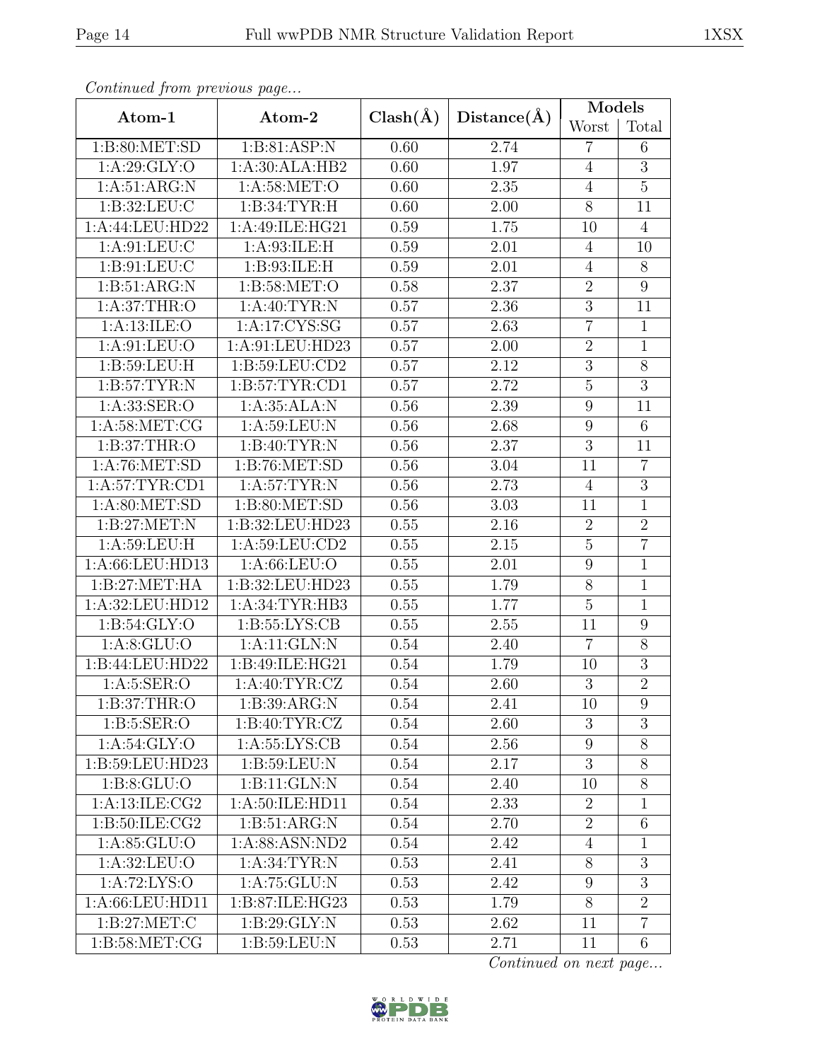*Continued from previous page...*

| Atom-1 | Atom-2 | Clash(Å) | Distance(Å) | Models | |
|---|---|---|---|---|---|
| | | | | Worst | Total |
| 1:B:80:MET:SD | 1:B:81:ASP:N | 0.60 | 2.74 | 7 | 6 |
| 1:A:29:GLY:O | 1:A:30:ALA:HB2 | 0.60 | 1.97 | 4 | 3 |
| 1:A:51:ARG:N | 1:A:58:MET:O | 0.60 | 2.35 | 4 | 5 |
| 1:B:32:LEU:C | 1:B:34:TYR:H | 0.60 | 2.00 | 8 | 11 |
| 1:A:44:LEU:HD22 | 1:A:49:ILE:HG21 | 0.59 | 1.75 | 10 | 4 |
| 1:A:91:LEU:C | 1:A:93:ILE:H | 0.59 | 2.01 | 4 | 10 |
| 1:B:91:LEU:C | 1:B:93:ILE:H | 0.59 | 2.01 | 4 | 8 |
| 1:B:51:ARG:N | 1:B:58:MET:O | 0.58 | 2.37 | 2 | 9 |
| 1:A:37:THR:O | 1:A:40:TYR:N | 0.57 | 2.36 | 3 | 11 |
| 1:A:13:ILE:O | 1:A:17:CYS:SG | 0.57 | 2.63 | 7 | 1 |
| 1:A:91:LEU:O | 1:A:91:LEU:HD23 | 0.57 | 2.00 | 2 | 1 |
| 1:B:59:LEU:H | 1:B:59:LEU:CD2 | 0.57 | 2.12 | 3 | 8 |
| 1:B:57:TYR:N | 1:B:57:TYR:CD1 | 0.57 | 2.72 | 5 | 3 |
| 1:A:33:SER:O | 1:A:35:ALA:N | 0.56 | 2.39 | 9 | 11 |
| 1:A:58:MET:CG | 1:A:59:LEU:N | 0.56 | 2.68 | 9 | 6 |
| 1:B:37:THR:O | 1:B:40:TYR:N | 0.56 | 2.37 | 3 | 11 |
| 1:A:76:MET:SD | 1:B:76:MET:SD | 0.56 | 3.04 | 11 | 7 |
| 1:A:57:TYR:CD1 | 1:A:57:TYR:N | 0.56 | 2.73 | 4 | 3 |
| 1:A:80:MET:SD | 1:B:80:MET:SD | 0.56 | 3.03 | 11 | 1 |
| 1:B:27:MET:N | 1:B:32:LEU:HD23 | 0.55 | 2.16 | 2 | 2 |
| 1:A:59:LEU:H | 1:A:59:LEU:CD2 | 0.55 | 2.15 | 5 | 7 |
| 1:A:66:LEU:HD13 | 1:A:66:LEU:O | 0.55 | 2.01 | 9 | 1 |
| 1:B:27:MET:HA | 1:B:32:LEU:HD23 | 0.55 | 1.79 | 8 | 1 |
| 1:A:32:LEU:HD12 | 1:A:34:TYR:HB3 | 0.55 | 1.77 | 5 | 1 |
| 1:B:54:GLY:O | 1:B:55:LYS:CB | 0.55 | 2.55 | 11 | 9 |
| 1:A:8:GLU:O | 1:A:11:GLN:N | 0.54 | 2.40 | 7 | 8 |
| 1:B:44:LEU:HD22 | 1:B:49:ILE:HG21 | 0.54 | 1.79 | 10 | 3 |
| 1:A:5:SER:O | 1:A:40:TYR:CZ | 0.54 | 2.60 | 3 | 2 |
| 1:B:37:THR:O | 1:B:39:ARG:N | 0.54 | 2.41 | 10 | 9 |
| 1:B:5:SER:O | 1:B:40:TYR:CZ | 0.54 | 2.60 | 3 | 3 |
| 1:A:54:GLY:O | 1:A:55:LYS:CB | 0.54 | 2.56 | 9 | 8 |
| 1:B:59:LEU:HD23 | 1:B:59:LEU:N | 0.54 | 2.17 | 3 | 8 |
| 1:B:8:GLU:O | 1:B:11:GLN:N | 0.54 | 2.40 | 10 | 8 |
| 1:A:13:ILE:CG2 | 1:A:50:ILE:HD11 | 0.54 | 2.33 | 2 | 1 |
| 1:B:50:ILE:CG2 | 1:B:51:ARG:N | 0.54 | 2.70 | 2 | 6 |
| 1:A:85:GLU:O | 1:A:88:ASN:ND2 | 0.54 | 2.42 | 4 | 1 |
| 1:A:32:LEU:O | 1:A:34:TYR:N | 0.53 | 2.41 | 8 | 3 |
| 1:A:72:LYS:O | 1:A:75:GLU:N | 0.53 | 2.42 | 9 | 3 |
| 1:A:66:LEU:HD11 | 1:B:87:ILE:HG23 | 0.53 | 1.79 | 8 | 2 |
| 1:B:27:MET:C | 1:B:29:GLY:N | 0.53 | 2.62 | 11 | 7 |
| 1:B:58:MET:CG | 1:B:59:LEU:N | 0.53 | 2.71 | 11 | 6 |

*Continued on next page...*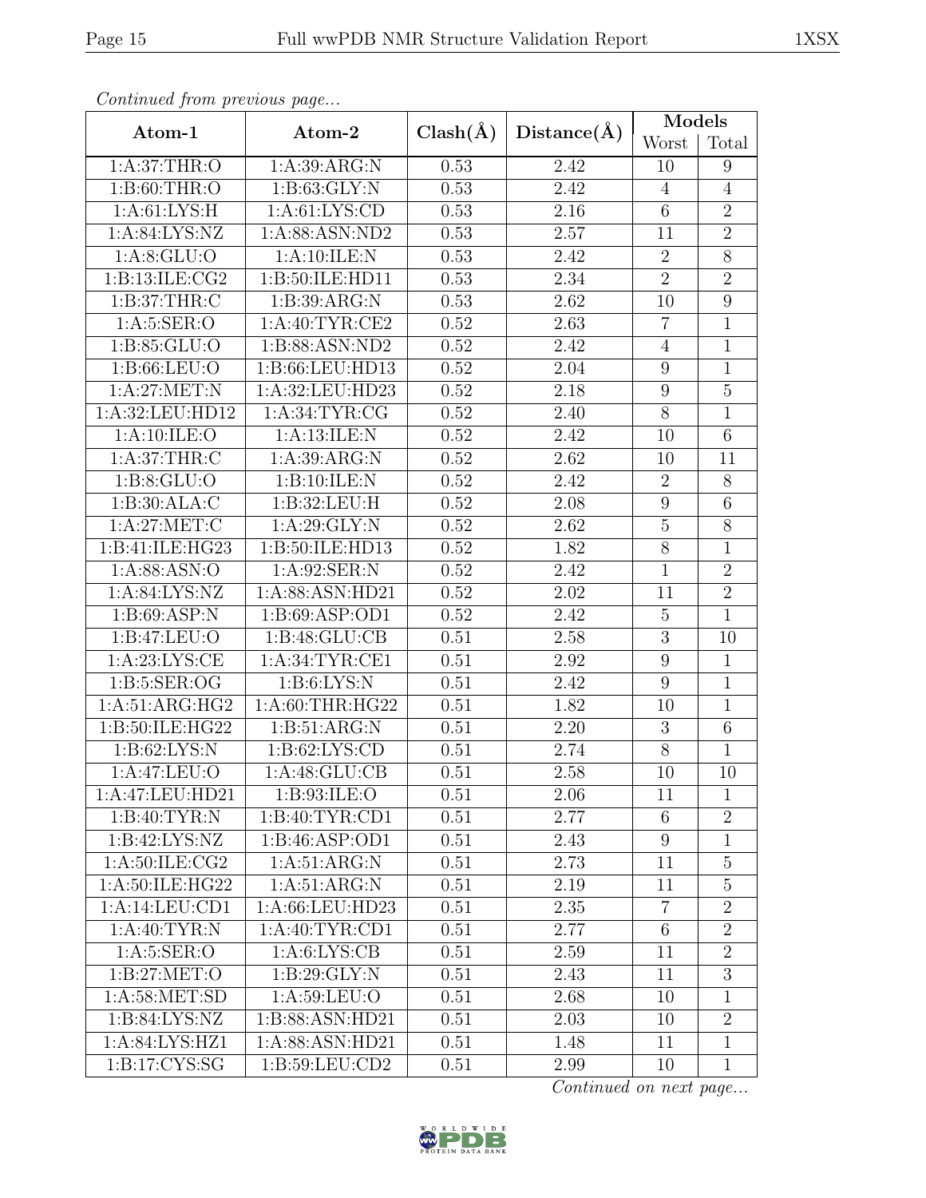*Continued from previous page...*

| Atom-1 | Atom-2 | Clash(Å) | Distance(Å) | Models | |
|---|---|---|---|---|---|
| | | | | Worst | Total |
| 1:A:37:THR:O | 1:A:39:ARG:N | 0.53 | 2.42 | 10 | 9 |
| 1:B:60:THR:O | 1:B:63:GLY:N | 0.53 | 2.42 | 4 | 4 |
| 1:A:61:LYS:H | 1:A:61:LYS:CD | 0.53 | 2.16 | 6 | 2 |
| 1:A:84:LYS:NZ | 1:A:88:ASN:ND2 | 0.53 | 2.57 | 11 | 2 |
| 1:A:8:GLU:O | 1:A:10:ILE:N | 0.53 | 2.42 | 2 | 8 |
| 1:B:13:ILE:CG2 | 1:B:50:ILE:HD11 | 0.53 | 2.34 | 2 | 2 |
| 1:B:37:THR:C | 1:B:39:ARG:N | 0.53 | 2.62 | 10 | 9 |
| 1:A:5:SER:O | 1:A:40:TYR:CE2 | 0.52 | 2.63 | 7 | 1 |
| 1:B:85:GLU:O | 1:B:88:ASN:ND2 | 0.52 | 2.42 | 4 | 1 |
| 1:B:66:LEU:O | 1:B:66:LEU:HD13 | 0.52 | 2.04 | 9 | 1 |
| 1:A:27:MET:N | 1:A:32:LEU:HD23 | 0.52 | 2.18 | 9 | 5 |
| 1:A:32:LEU:HD12 | 1:A:34:TYR:CG | 0.52 | 2.40 | 8 | 1 |
| 1:A:10:ILE:O | 1:A:13:ILE:N | 0.52 | 2.42 | 10 | 6 |
| 1:A:37:THR:C | 1:A:39:ARG:N | 0.52 | 2.62 | 10 | 11 |
| 1:B:8:GLU:O | 1:B:10:ILE:N | 0.52 | 2.42 | 2 | 8 |
| 1:B:30:ALA:C | 1:B:32:LEU:H | 0.52 | 2.08 | 9 | 6 |
| 1:A:27:MET:C | 1:A:29:GLY:N | 0.52 | 2.62 | 5 | 8 |
| 1:B:41:ILE:HG23 | 1:B:50:ILE:HD13 | 0.52 | 1.82 | 8 | 1 |
| 1:A:88:ASN:O | 1:A:92:SER:N | 0.52 | 2.42 | 1 | 2 |
| 1:A:84:LYS:NZ | 1:A:88:ASN:HD21 | 0.52 | 2.02 | 11 | 2 |
| 1:B:69:ASP:N | 1:B:69:ASP:OD1 | 0.52 | 2.42 | 5 | 1 |
| 1:B:47:LEU:O | 1:B:48:GLU:CB | 0.51 | 2.58 | 3 | 10 |
| 1:A:23:LYS:CE | 1:A:34:TYR:CE1 | 0.51 | 2.92 | 9 | 1 |
| 1:B:5:SER:OG | 1:B:6:LYS:N | 0.51 | 2.42 | 9 | 1 |
| 1:A:51:ARG:HG2 | 1:A:60:THR:HG22 | 0.51 | 1.82 | 10 | 1 |
| 1:B:50:ILE:HG22 | 1:B:51:ARG:N | 0.51 | 2.20 | 3 | 6 |
| 1:B:62:LYS:N | 1:B:62:LYS:CD | 0.51 | 2.74 | 8 | 1 |
| 1:A:47:LEU:O | 1:A:48:GLU:CB | 0.51 | 2.58 | 10 | 10 |
| 1:A:47:LEU:HD21 | 1:B:93:ILE:O | 0.51 | 2.06 | 11 | 1 |
| 1:B:40:TYR:N | 1:B:40:TYR:CD1 | 0.51 | 2.77 | 6 | 2 |
| 1:B:42:LYS:NZ | 1:B:46:ASP:OD1 | 0.51 | 2.43 | 9 | 1 |
| 1:A:50:ILE:CG2 | 1:A:51:ARG:N | 0.51 | 2.73 | 11 | 5 |
| 1:A:50:ILE:HG22 | 1:A:51:ARG:N | 0.51 | 2.19 | 11 | 5 |
| 1:A:14:LEU:CD1 | 1:A:66:LEU:HD23 | 0.51 | 2.35 | 7 | 2 |
| 1:A:40:TYR:N | 1:A:40:TYR:CD1 | 0.51 | 2.77 | 6 | 2 |
| 1:A:5:SER:O | 1:A:6:LYS:CB | 0.51 | 2.59 | 11 | 2 |
| 1:B:27:MET:O | 1:B:29:GLY:N | 0.51 | 2.43 | 11 | 3 |
| 1:A:58:MET:SD | 1:A:59:LEU:O | 0.51 | 2.68 | 10 | 1 |
| 1:B:84:LYS:NZ | 1:B:88:ASN:HD21 | 0.51 | 2.03 | 10 | 2 |
| 1:A:84:LYS:HZ1 | 1:A:88:ASN:HD21 | 0.51 | 1.48 | 11 | 1 |
| 1:B:17:CYS:SG | 1:B:59:LEU:CD2 | 0.51 | 2.99 | 10 | 1 |

*Continued on next page...*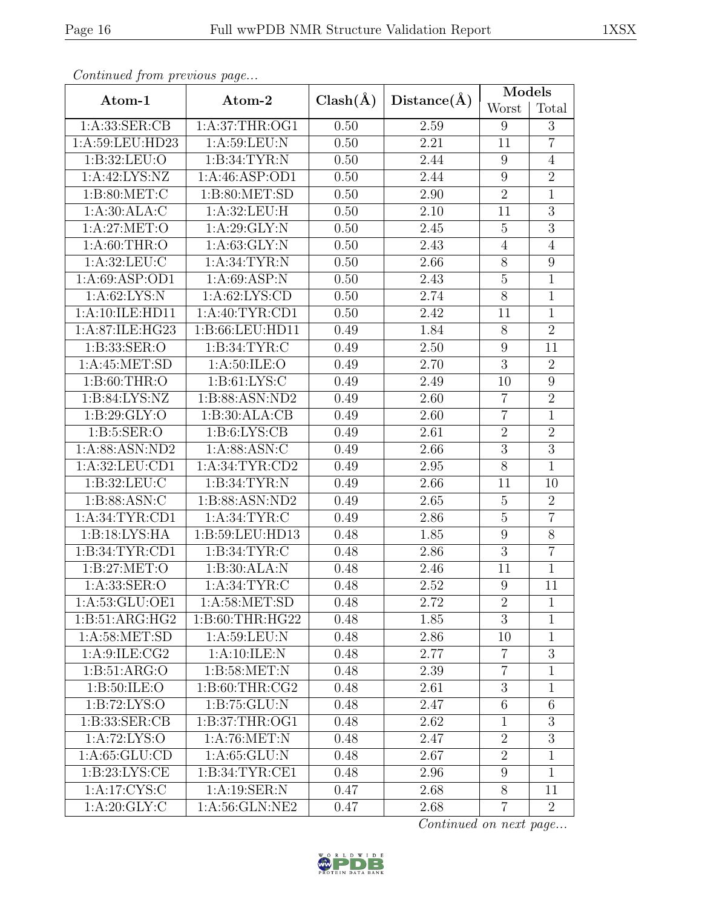*Continued from previous page...*

| Atom-1 | Atom-2 | Clash(Å) | Distance(Å) | Models | |
|---|---|---|---|---|---|
| | | | | Worst | Total |
| 1:A:33:SER:CB | 1:A:37:THR:OG1 | 0.50 | 2.59 | 9 | 3 |
| 1:A:59:LEU:HD23 | 1:A:59:LEU:N | 0.50 | 2.21 | 11 | 7 |
| 1:B:32:LEU:O | 1:B:34:TYR:N | 0.50 | 2.44 | 9 | 4 |
| 1:A:42:LYS:NZ | 1:A:46:ASP:OD1 | 0.50 | 2.44 | 9 | 2 |
| 1:B:80:MET:C | 1:B:80:MET:SD | 0.50 | 2.90 | 2 | 1 |
| 1:A:30:ALA:C | 1:A:32:LEU:H | 0.50 | 2.10 | 11 | 3 |
| 1:A:27:MET:O | 1:A:29:GLY:N | 0.50 | 2.45 | 5 | 3 |
| 1:A:60:THR:O | 1:A:63:GLY:N | 0.50 | 2.43 | 4 | 4 |
| 1:A:32:LEU:C | 1:A:34:TYR:N | 0.50 | 2.66 | 8 | 9 |
| 1:A:69:ASP:OD1 | 1:A:69:ASP:N | 0.50 | 2.43 | 5 | 1 |
| 1:A:62:LYS:N | 1:A:62:LYS:CD | 0.50 | 2.74 | 8 | 1 |
| 1:A:10:ILE:HD11 | 1:A:40:TYR:CD1 | 0.50 | 2.42 | 11 | 1 |
| 1:A:87:ILE:HG23 | 1:B:66:LEU:HD11 | 0.49 | 1.84 | 8 | 2 |
| 1:B:33:SER:O | 1:B:34:TYR:C | 0.49 | 2.50 | 9 | 11 |
| 1:A:45:MET:SD | 1:A:50:ILE:O | 0.49 | 2.70 | 3 | 2 |
| 1:B:60:THR:O | 1:B:61:LYS:C | 0.49 | 2.49 | 10 | 9 |
| 1:B:84:LYS:NZ | 1:B:88:ASN:ND2 | 0.49 | 2.60 | 7 | 2 |
| 1:B:29:GLY:O | 1:B:30:ALA:CB | 0.49 | 2.60 | 7 | 1 |
| 1:B:5:SER:O | 1:B:6:LYS:CB | 0.49 | 2.61 | 2 | 2 |
| 1:A:88:ASN:ND2 | 1:A:88:ASN:C | 0.49 | 2.66 | 3 | 3 |
| 1:A:32:LEU:CD1 | 1:A:34:TYR:CD2 | 0.49 | 2.95 | 8 | 1 |
| 1:B:32:LEU:C | 1:B:34:TYR:N | 0.49 | 2.66 | 11 | 10 |
| 1:B:88:ASN:C | 1:B:88:ASN:ND2 | 0.49 | 2.65 | 5 | 2 |
| 1:A:34:TYR:CD1 | 1:A:34:TYR:C | 0.49 | 2.86 | 5 | 7 |
| 1:B:18:LYS:HA | 1:B:59:LEU:HD13 | 0.48 | 1.85 | 9 | 8 |
| 1:B:34:TYR:CD1 | 1:B:34:TYR:C | 0.48 | 2.86 | 3 | 7 |
| 1:B:27:MET:O | 1:B:30:ALA:N | 0.48 | 2.46 | 11 | 1 |
| 1:A:33:SER:O | 1:A:34:TYR:C | 0.48 | 2.52 | 9 | 11 |
| 1:A:53:GLU:OE1 | 1:A:58:MET:SD | 0.48 | 2.72 | 2 | 1 |
| 1:B:51:ARG:HG2 | 1:B:60:THR:HG22 | 0.48 | 1.85 | 3 | 1 |
| 1:A:58:MET:SD | 1:A:59:LEU:N | 0.48 | 2.86 | 10 | 1 |
| 1:A:9:ILE:CG2 | 1:A:10:ILE:N | 0.48 | 2.77 | 7 | 3 |
| 1:B:51:ARG:O | 1:B:58:MET:N | 0.48 | 2.39 | 7 | 1 |
| 1:B:50:ILE:O | 1:B:60:THR:CG2 | 0.48 | 2.61 | 3 | 1 |
| 1:B:72:LYS:O | 1:B:75:GLU:N | 0.48 | 2.47 | 6 | 6 |
| 1:B:33:SER:CB | 1:B:37:THR:OG1 | 0.48 | 2.62 | 1 | 3 |
| 1:A:72:LYS:O | 1:A:76:MET:N | 0.48 | 2.47 | 2 | 3 |
| 1:A:65:GLU:CD | 1:A:65:GLU:N | 0.48 | 2.67 | 2 | 1 |
| 1:B:23:LYS:CE | 1:B:34:TYR:CE1 | 0.48 | 2.96 | 9 | 1 |
| 1:A:17:CYS:C | 1:A:19:SER:N | 0.47 | 2.68 | 8 | 11 |
| 1:A:20:GLY:C | 1:A:56:GLN:NE2 | 0.47 | 2.68 | 7 | 2 |

*Continued on next page...*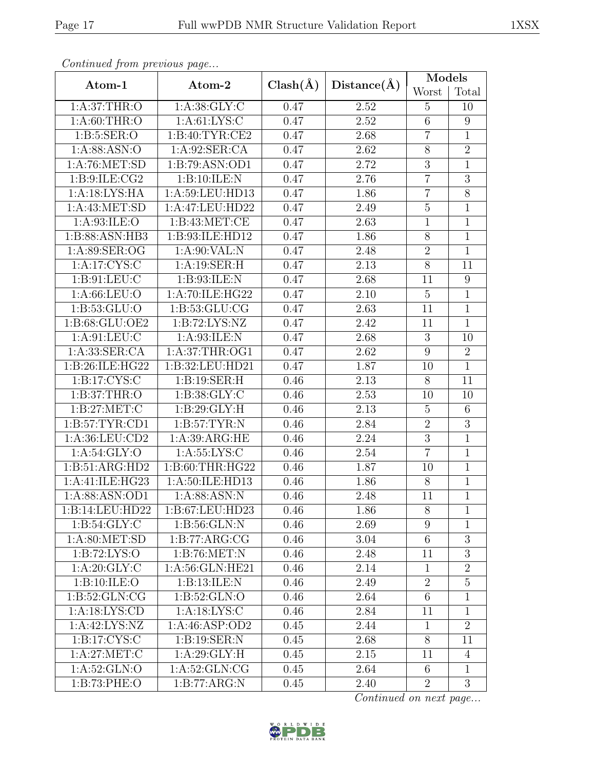*Continued from previous page...*

| Atom-1 | Atom-2 | Clash(Å) | Distance(Å) | Models | |
|---|---|---|---|---|---|
| | | | | Worst | Total |
| 1:A:37:THR:O | 1:A:38:GLY:C | 0.47 | 2.52 | 5 | 10 |
| 1:A:60:THR:O | 1:A:61:LYS:C | 0.47 | 2.52 | 6 | 9 |
| 1:B:5:SER:O | 1:B:40:TYR:CE2 | 0.47 | 2.68 | 7 | 1 |
| 1:A:88:ASN:O | 1:A:92:SER:CA | 0.47 | 2.62 | 8 | 2 |
| 1:A:76:MET:SD | 1:B:79:ASN:OD1 | 0.47 | 2.72 | 3 | 1 |
| 1:B:9:ILE:CG2 | 1:B:10:ILE:N | 0.47 | 2.76 | 7 | 3 |
| 1:A:18:LYS:HA | 1:A:59:LEU:HD13 | 0.47 | 1.86 | 7 | 8 |
| 1:A:43:MET:SD | 1:A:47:LEU:HD22 | 0.47 | 2.49 | 5 | 1 |
| 1:A:93:ILE:O | 1:B:43:MET:CE | 0.47 | 2.63 | 1 | 1 |
| 1:B:88:ASN:HB3 | 1:B:93:ILE:HD12 | 0.47 | 1.86 | 8 | 1 |
| 1:A:89:SER:OG | 1:A:90:VAL:N | 0.47 | 2.48 | 2 | 1 |
| 1:A:17:CYS:C | 1:A:19:SER:H | 0.47 | 2.13 | 8 | 11 |
| 1:B:91:LEU:C | 1:B:93:ILE:N | 0.47 | 2.68 | 11 | 9 |
| 1:A:66:LEU:O | 1:A:70:ILE:HG22 | 0.47 | 2.10 | 5 | 1 |
| 1:B:53:GLU:O | 1:B:53:GLU:CG | 0.47 | 2.63 | 11 | 1 |
| 1:B:68:GLU:OE2 | 1:B:72:LYS:NZ | 0.47 | 2.42 | 11 | 1 |
| 1:A:91:LEU:C | 1:A:93:ILE:N | 0.47 | 2.68 | 3 | 10 |
| 1:A:33:SER:CA | 1:A:37:THR:OG1 | 0.47 | 2.62 | 9 | 2 |
| 1:B:26:ILE:HG22 | 1:B:32:LEU:HD21 | 0.47 | 1.87 | 10 | 1 |
| 1:B:17:CYS:C | 1:B:19:SER:H | 0.46 | 2.13 | 8 | 11 |
| 1:B:37:THR:O | 1:B:38:GLY:C | 0.46 | 2.53 | 10 | 10 |
| 1:B:27:MET:C | 1:B:29:GLY:H | 0.46 | 2.13 | 5 | 6 |
| 1:B:57:TYR:CD1 | 1:B:57:TYR:N | 0.46 | 2.84 | 2 | 3 |
| 1:A:36:LEU:CD2 | 1:A:39:ARG:HE | 0.46 | 2.24 | 3 | 1 |
| 1:A:54:GLY:O | 1:A:55:LYS:C | 0.46 | 2.54 | 7 | 1 |
| 1:B:51:ARG:HD2 | 1:B:60:THR:HG22 | 0.46 | 1.87 | 10 | 1 |
| 1:A:41:ILE:HG23 | 1:A:50:ILE:HD13 | 0.46 | 1.86 | 8 | 1 |
| 1:A:88:ASN:OD1 | 1:A:88:ASN:N | 0.46 | 2.48 | 11 | 1 |
| 1:B:14:LEU:HD22 | 1:B:67:LEU:HD23 | 0.46 | 1.86 | 8 | 1 |
| 1:B:54:GLY:C | 1:B:56:GLN:N | 0.46 | 2.69 | 9 | 1 |
| 1:A:80:MET:SD | 1:B:77:ARG:CG | 0.46 | 3.04 | 6 | 3 |
| 1:B:72:LYS:O | 1:B:76:MET:N | 0.46 | 2.48 | 11 | 3 |
| 1:A:20:GLY:C | 1:A:56:GLN:HE21 | 0.46 | 2.14 | 1 | 2 |
| 1:B:10:ILE:O | 1:B:13:ILE:N | 0.46 | 2.49 | 2 | 5 |
| 1:B:52:GLN:CG | 1:B:52:GLN:O | 0.46 | 2.64 | 6 | 1 |
| 1:A:18:LYS:CD | 1:A:18:LYS:C | 0.46 | 2.84 | 11 | 1 |
| 1:A:42:LYS:NZ | 1:A:46:ASP:OD2 | 0.45 | 2.44 | 1 | 2 |
| 1:B:17:CYS:C | 1:B:19:SER:N | 0.45 | 2.68 | 8 | 11 |
| 1:A:27:MET:C | 1:A:29:GLY:H | 0.45 | 2.15 | 11 | 4 |
| 1:A:52:GLN:O | 1:A:52:GLN:CG | 0.45 | 2.64 | 6 | 1 |
| 1:B:73:PHE:O | 1:B:77:ARG:N | 0.45 | 2.40 | 2 | 3 |

*Continued on next page...*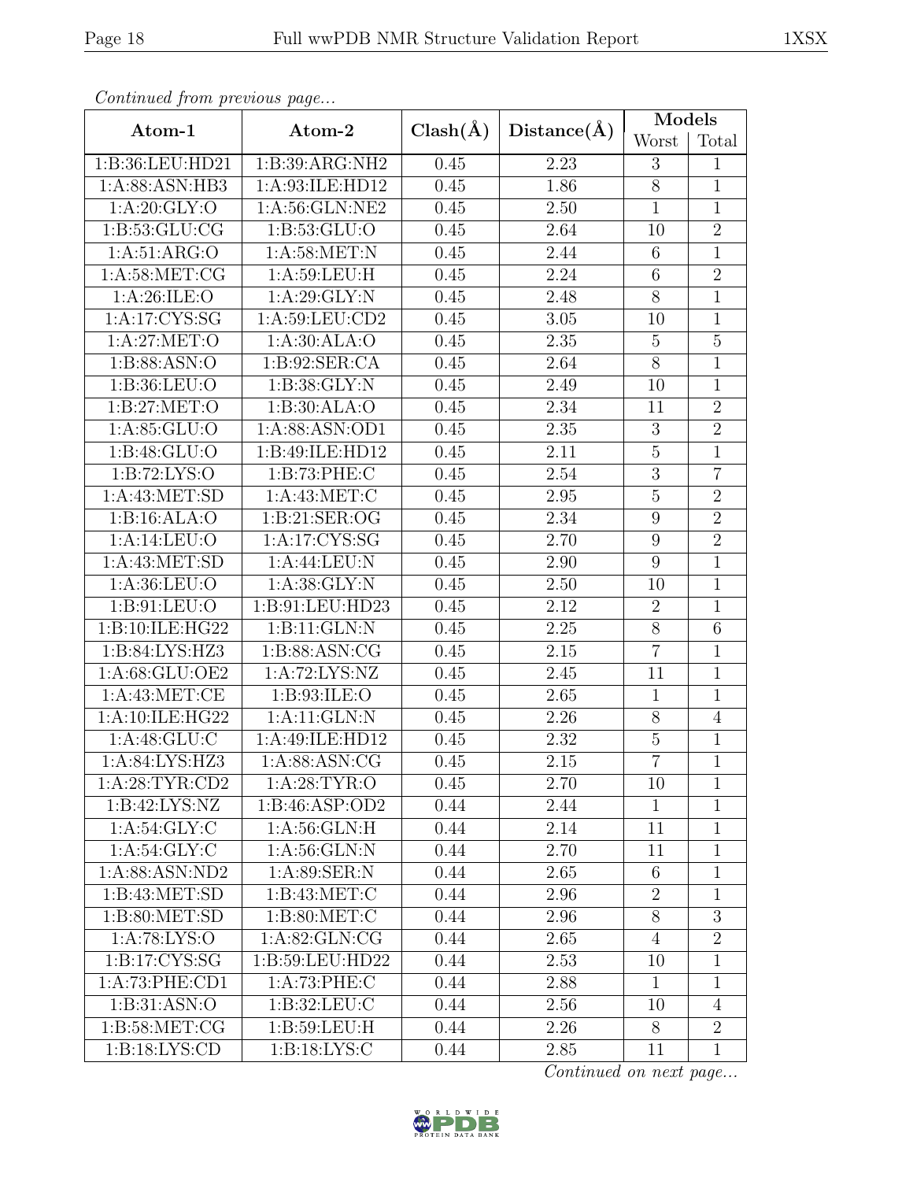*Continued from previous page...*

| Atom-1 | Atom-2 | Clash(Å) | Distance(Å) | Models | |
|---|---|---|---|---|---|
| | | | | Worst | Total |
| 1:B:36:LEU:HD21 | 1:B:39:ARG:NH2 | 0.45 | 2.23 | 3 | 1 |
| 1:A:88:ASN:HB3 | 1:A:93:ILE:HD12 | 0.45 | 1.86 | 8 | 1 |
| 1:A:20:GLY:O | 1:A:56:GLN:NE2 | 0.45 | 2.50 | 1 | 1 |
| 1:B:53:GLU:CG | 1:B:53:GLU:O | 0.45 | 2.64 | 10 | 2 |
| 1:A:51:ARG:O | 1:A:58:MET:N | 0.45 | 2.44 | 6 | 1 |
| 1:A:58:MET:CG | 1:A:59:LEU:H | 0.45 | 2.24 | 6 | 2 |
| 1:A:26:ILE:O | 1:A:29:GLY:N | 0.45 | 2.48 | 8 | 1 |
| 1:A:17:CYS:SG | 1:A:59:LEU:CD2 | 0.45 | 3.05 | 10 | 1 |
| 1:A:27:MET:O | 1:A:30:ALA:O | 0.45 | 2.35 | 5 | 5 |
| 1:B:88:ASN:O | 1:B:92:SER:CA | 0.45 | 2.64 | 8 | 1 |
| 1:B:36:LEU:O | 1:B:38:GLY:N | 0.45 | 2.49 | 10 | 1 |
| 1:B:27:MET:O | 1:B:30:ALA:O | 0.45 | 2.34 | 11 | 2 |
| 1:A:85:GLU:O | 1:A:88:ASN:OD1 | 0.45 | 2.35 | 3 | 2 |
| 1:B:48:GLU:O | 1:B:49:ILE:HD12 | 0.45 | 2.11 | 5 | 1 |
| 1:B:72:LYS:O | 1:B:73:PHE:C | 0.45 | 2.54 | 3 | 7 |
| 1:A:43:MET:SD | 1:A:43:MET:C | 0.45 | 2.95 | 5 | 2 |
| 1:B:16:ALA:O | 1:B:21:SER:OG | 0.45 | 2.34 | 9 | 2 |
| 1:A:14:LEU:O | 1:A:17:CYS:SG | 0.45 | 2.70 | 9 | 2 |
| 1:A:43:MET:SD | 1:A:44:LEU:N | 0.45 | 2.90 | 9 | 1 |
| 1:A:36:LEU:O | 1:A:38:GLY:N | 0.45 | 2.50 | 10 | 1 |
| 1:B:91:LEU:O | 1:B:91:LEU:HD23 | 0.45 | 2.12 | 2 | 1 |
| 1:B:10:ILE:HG22 | 1:B:11:GLN:N | 0.45 | 2.25 | 8 | 6 |
| 1:B:84:LYS:HZ3 | 1:B:88:ASN:CG | 0.45 | 2.15 | 7 | 1 |
| 1:A:68:GLU:OE2 | 1:A:72:LYS:NZ | 0.45 | 2.45 | 11 | 1 |
| 1:A:43:MET:CE | 1:B:93:ILE:O | 0.45 | 2.65 | 1 | 1 |
| 1:A:10:ILE:HG22 | 1:A:11:GLN:N | 0.45 | 2.26 | 8 | 4 |
| 1:A:48:GLU:C | 1:A:49:ILE:HD12 | 0.45 | 2.32 | 5 | 1 |
| 1:A:84:LYS:HZ3 | 1:A:88:ASN:CG | 0.45 | 2.15 | 7 | 1 |
| 1:A:28:TYR:CD2 | 1:A:28:TYR:O | 0.45 | 2.70 | 10 | 1 |
| 1:B:42:LYS:NZ | 1:B:46:ASP:OD2 | 0.44 | 2.44 | 1 | 1 |
| 1:A:54:GLY:C | 1:A:56:GLN:H | 0.44 | 2.14 | 11 | 1 |
| 1:A:54:GLY:C | 1:A:56:GLN:N | 0.44 | 2.70 | 11 | 1 |
| 1:A:88:ASN:ND2 | 1:A:89:SER:N | 0.44 | 2.65 | 6 | 1 |
| 1:B:43:MET:SD | 1:B:43:MET:C | 0.44 | 2.96 | 2 | 1 |
| 1:B:80:MET:SD | 1:B:80:MET:C | 0.44 | 2.96 | 8 | 3 |
| 1:A:78:LYS:O | 1:A:82:GLN:CG | 0.44 | 2.65 | 4 | 2 |
| 1:B:17:CYS:SG | 1:B:59:LEU:HD22 | 0.44 | 2.53 | 10 | 1 |
| 1:A:73:PHE:CD1 | 1:A:73:PHE:C | 0.44 | 2.88 | 1 | 1 |
| 1:B:31:ASN:O | 1:B:32:LEU:C | 0.44 | 2.56 | 10 | 4 |
| 1:B:58:MET:CG | 1:B:59:LEU:H | 0.44 | 2.26 | 8 | 2 |
| 1:B:18:LYS:CD | 1:B:18:LYS:C | 0.44 | 2.85 | 11 | 1 |

*Continued on next page...*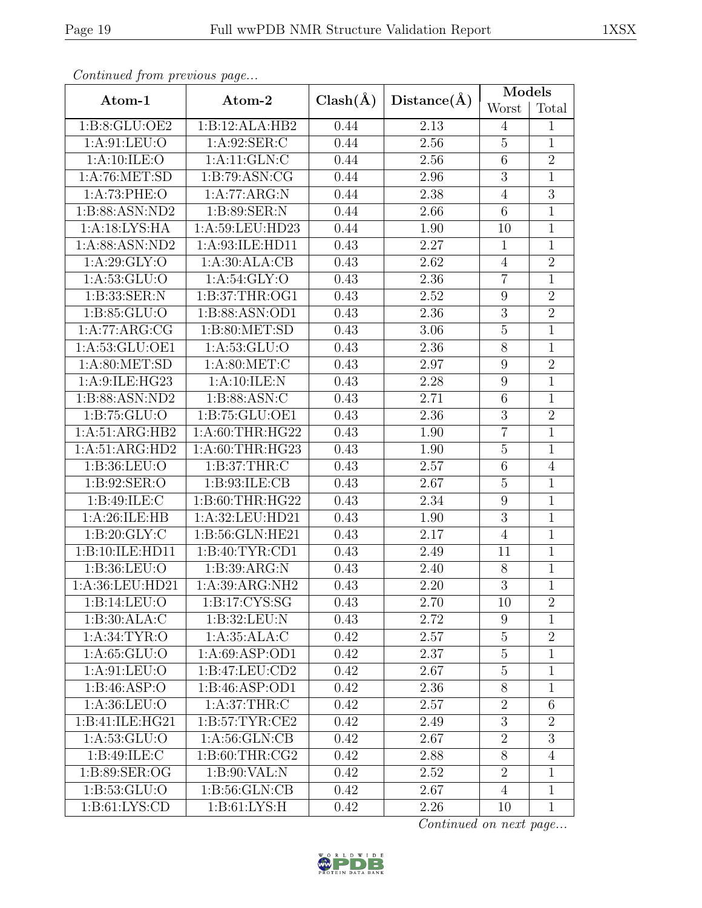*Continued from previous page...*

| Atom-1 | Atom-2 | Clash(Å) | Distance(Å) | Models | |
|---|---|---|---|---|---|
| | | | | Worst | Total |
| 1:B:8:GLU:OE2 | 1:B:12:ALA:HB2 | 0.44 | 2.13 | 4 | 1 |
| 1:A:91:LEU:O | 1:A:92:SER:C | 0.44 | 2.56 | 5 | 1 |
| 1:A:10:ILE:O | 1:A:11:GLN:C | 0.44 | 2.56 | 6 | 2 |
| 1:A:76:MET:SD | 1:B:79:ASN:CG | 0.44 | 2.96 | 3 | 1 |
| 1:A:73:PHE:O | 1:A:77:ARG:N | 0.44 | 2.38 | 4 | 3 |
| 1:B:88:ASN:ND2 | 1:B:89:SER:N | 0.44 | 2.66 | 6 | 1 |
| 1:A:18:LYS:HA | 1:A:59:LEU:HD23 | 0.44 | 1.90 | 10 | 1 |
| 1:A:88:ASN:ND2 | 1:A:93:ILE:HD11 | 0.43 | 2.27 | 1 | 1 |
| 1:A:29:GLY:O | 1:A:30:ALA:CB | 0.43 | 2.62 | 4 | 2 |
| 1:A:53:GLU:O | 1:A:54:GLY:O | 0.43 | 2.36 | 7 | 1 |
| 1:B:33:SER:N | 1:B:37:THR:OG1 | 0.43 | 2.52 | 9 | 2 |
| 1:B:85:GLU:O | 1:B:88:ASN:OD1 | 0.43 | 2.36 | 3 | 2 |
| 1:A:77:ARG:CG | 1:B:80:MET:SD | 0.43 | 3.06 | 5 | 1 |
| 1:A:53:GLU:OE1 | 1:A:53:GLU:O | 0.43 | 2.36 | 8 | 1 |
| 1:A:80:MET:SD | 1:A:80:MET:C | 0.43 | 2.97 | 9 | 2 |
| 1:A:9:ILE:HG23 | 1:A:10:ILE:N | 0.43 | 2.28 | 9 | 1 |
| 1:B:88:ASN:ND2 | 1:B:88:ASN:C | 0.43 | 2.71 | 6 | 1 |
| 1:B:75:GLU:O | 1:B:75:GLU:OE1 | 0.43 | 2.36 | 3 | 2 |
| 1:A:51:ARG:HB2 | 1:A:60:THR:HG22 | 0.43 | 1.90 | 7 | 1 |
| 1:A:51:ARG:HD2 | 1:A:60:THR:HG23 | 0.43 | 1.90 | 5 | 1 |
| 1:B:36:LEU:O | 1:B:37:THR:C | 0.43 | 2.57 | 6 | 4 |
| 1:B:92:SER:O | 1:B:93:ILE:CB | 0.43 | 2.67 | 5 | 1 |
| 1:B:49:ILE:C | 1:B:60:THR:HG22 | 0.43 | 2.34 | 9 | 1 |
| 1:A:26:ILE:HB | 1:A:32:LEU:HD21 | 0.43 | 1.90 | 3 | 1 |
| 1:B:20:GLY:C | 1:B:56:GLN:HE21 | 0.43 | 2.17 | 4 | 1 |
| 1:B:10:ILE:HD11 | 1:B:40:TYR:CD1 | 0.43 | 2.49 | 11 | 1 |
| 1:B:36:LEU:O | 1:B:39:ARG:N | 0.43 | 2.40 | 8 | 1 |
| 1:A:36:LEU:HD21 | 1:A:39:ARG:NH2 | 0.43 | 2.20 | 3 | 1 |
| 1:B:14:LEU:O | 1:B:17:CYS:SG | 0.43 | 2.70 | 10 | 2 |
| 1:B:30:ALA:C | 1:B:32:LEU:N | 0.43 | 2.72 | 9 | 1 |
| 1:A:34:TYR:O | 1:A:35:ALA:C | 0.42 | 2.57 | 5 | 2 |
| 1:A:65:GLU:O | 1:A:69:ASP:OD1 | 0.42 | 2.37 | 5 | 1 |
| 1:A:91:LEU:O | 1:B:47:LEU:CD2 | 0.42 | 2.67 | 5 | 1 |
| 1:B:46:ASP:O | 1:B:46:ASP:OD1 | 0.42 | 2.36 | 8 | 1 |
| 1:A:36:LEU:O | 1:A:37:THR:C | 0.42 | 2.57 | 2 | 6 |
| 1:B:41:ILE:HG21 | 1:B:57:TYR:CE2 | 0.42 | 2.49 | 3 | 2 |
| 1:A:53:GLU:O | 1:A:56:GLN:CB | 0.42 | 2.67 | 2 | 3 |
| 1:B:49:ILE:C | 1:B:60:THR:CG2 | 0.42 | 2.88 | 8 | 4 |
| 1:B:89:SER:OG | 1:B:90:VAL:N | 0.42 | 2.52 | 2 | 1 |
| 1:B:53:GLU:O | 1:B:56:GLN:CB | 0.42 | 2.67 | 4 | 1 |
| 1:B:61:LYS:CD | 1:B:61:LYS:H | 0.42 | 2.26 | 10 | 1 |

*Continued on next page...*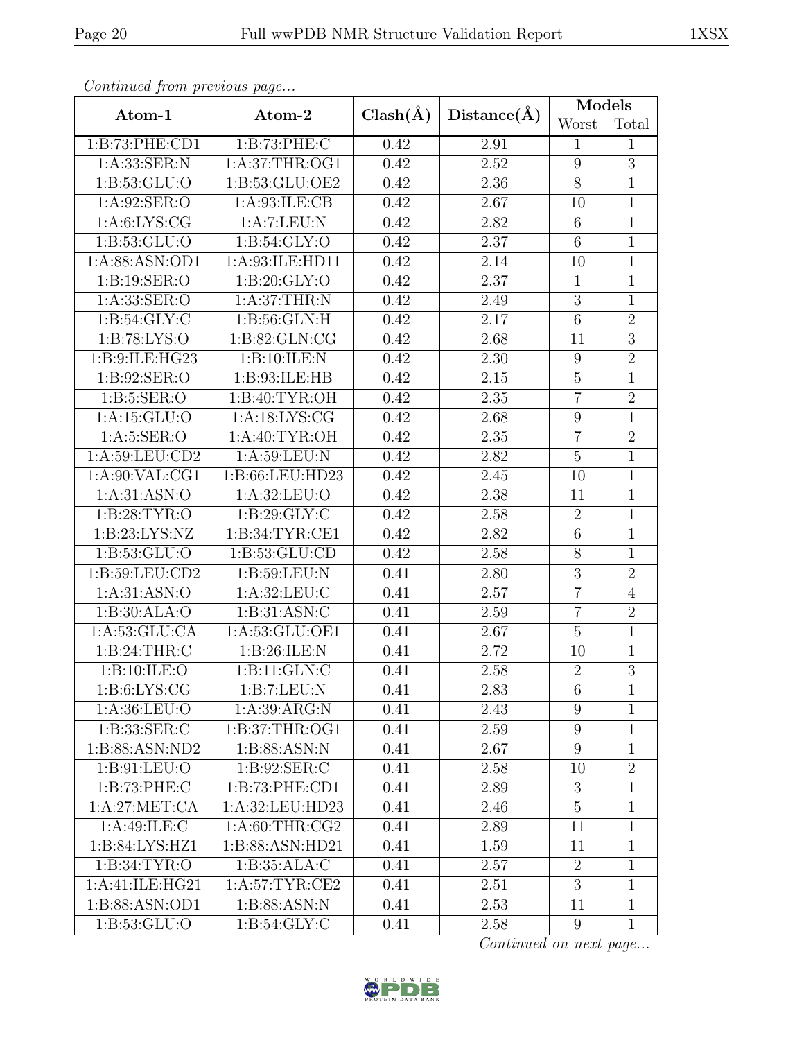*Continued from previous page...*

| Atom-1 | Atom-2 | Clash(Å) | Distance(Å) | Models | |
|---|---|---|---|---|---|
| | | | | Worst | Total |
| 1:B:73:PHE:CD1 | 1:B:73:PHE:C | 0.42 | 2.91 | 1 | 1 |
| 1:A:33:SER:N | 1:A:37:THR:OG1 | 0.42 | 2.52 | 9 | 3 |
| 1:B:53:GLU:O | 1:B:53:GLU:OE2 | 0.42 | 2.36 | 8 | 1 |
| 1:A:92:SER:O | 1:A:93:ILE:CB | 0.42 | 2.67 | 10 | 1 |
| 1:A:6:LYS:CG | 1:A:7:LEU:N | 0.42 | 2.82 | 6 | 1 |
| 1:B:53:GLU:O | 1:B:54:GLY:O | 0.42 | 2.37 | 6 | 1 |
| 1:A:88:ASN:OD1 | 1:A:93:ILE:HD11 | 0.42 | 2.14 | 10 | 1 |
| 1:B:19:SER:O | 1:B:20:GLY:O | 0.42 | 2.37 | 1 | 1 |
| 1:A:33:SER:O | 1:A:37:THR:N | 0.42 | 2.49 | 3 | 1 |
| 1:B:54:GLY:C | 1:B:56:GLN:H | 0.42 | 2.17 | 6 | 2 |
| 1:B:78:LYS:O | 1:B:82:GLN:CG | 0.42 | 2.68 | 11 | 3 |
| 1:B:9:ILE:HG23 | 1:B:10:ILE:N | 0.42 | 2.30 | 9 | 2 |
| 1:B:92:SER:O | 1:B:93:ILE:HB | 0.42 | 2.15 | 5 | 1 |
| 1:B:5:SER:O | 1:B:40:TYR:OH | 0.42 | 2.35 | 7 | 2 |
| 1:A:15:GLU:O | 1:A:18:LYS:CG | 0.42 | 2.68 | 9 | 1 |
| 1:A:5:SER:O | 1:A:40:TYR:OH | 0.42 | 2.35 | 7 | 2 |
| 1:A:59:LEU:CD2 | 1:A:59:LEU:N | 0.42 | 2.82 | 5 | 1 |
| 1:A:90:VAL:CG1 | 1:B:66:LEU:HD23 | 0.42 | 2.45 | 10 | 1 |
| 1:A:31:ASN:O | 1:A:32:LEU:O | 0.42 | 2.38 | 11 | 1 |
| 1:B:28:TYR:O | 1:B:29:GLY:C | 0.42 | 2.58 | 2 | 1 |
| 1:B:23:LYS:NZ | 1:B:34:TYR:CE1 | 0.42 | 2.82 | 6 | 1 |
| 1:B:53:GLU:O | 1:B:53:GLU:CD | 0.42 | 2.58 | 8 | 1 |
| 1:B:59:LEU:CD2 | 1:B:59:LEU:N | 0.41 | 2.80 | 3 | 2 |
| 1:A:31:ASN:O | 1:A:32:LEU:C | 0.41 | 2.57 | 7 | 4 |
| 1:B:30:ALA:O | 1:B:31:ASN:C | 0.41 | 2.59 | 7 | 2 |
| 1:A:53:GLU:CA | 1:A:53:GLU:OE1 | 0.41 | 2.67 | 5 | 1 |
| 1:B:24:THR:C | 1:B:26:ILE:N | 0.41 | 2.72 | 10 | 1 |
| 1:B:10:ILE:O | 1:B:11:GLN:C | 0.41 | 2.58 | 2 | 3 |
| 1:B:6:LYS:CG | 1:B:7:LEU:N | 0.41 | 2.83 | 6 | 1 |
| 1:A:36:LEU:O | 1:A:39:ARG:N | 0.41 | 2.43 | 9 | 1 |
| 1:B:33:SER:C | 1:B:37:THR:OG1 | 0.41 | 2.59 | 9 | 1 |
| 1:B:88:ASN:ND2 | 1:B:88:ASN:N | 0.41 | 2.67 | 9 | 1 |
| 1:B:91:LEU:O | 1:B:92:SER:C | 0.41 | 2.58 | 10 | 2 |
| 1:B:73:PHE:C | 1:B:73:PHE:CD1 | 0.41 | 2.89 | 3 | 1 |
| 1:A:27:MET:CA | 1:A:32:LEU:HD23 | 0.41 | 2.46 | 5 | 1 |
| 1:A:49:ILE:C | 1:A:60:THR:CG2 | 0.41 | 2.89 | 11 | 1 |
| 1:B:84:LYS:HZ1 | 1:B:88:ASN:HD21 | 0.41 | 1.59 | 11 | 1 |
| 1:B:34:TYR:O | 1:B:35:ALA:C | 0.41 | 2.57 | 2 | 1 |
| 1:A:41:ILE:HG21 | 1:A:57:TYR:CE2 | 0.41 | 2.51 | 3 | 1 |
| 1:B:88:ASN:OD1 | 1:B:88:ASN:N | 0.41 | 2.53 | 11 | 1 |
| 1:B:53:GLU:O | 1:B:54:GLY:C | 0.41 | 2.58 | 9 | 1 |

*Continued on next page...*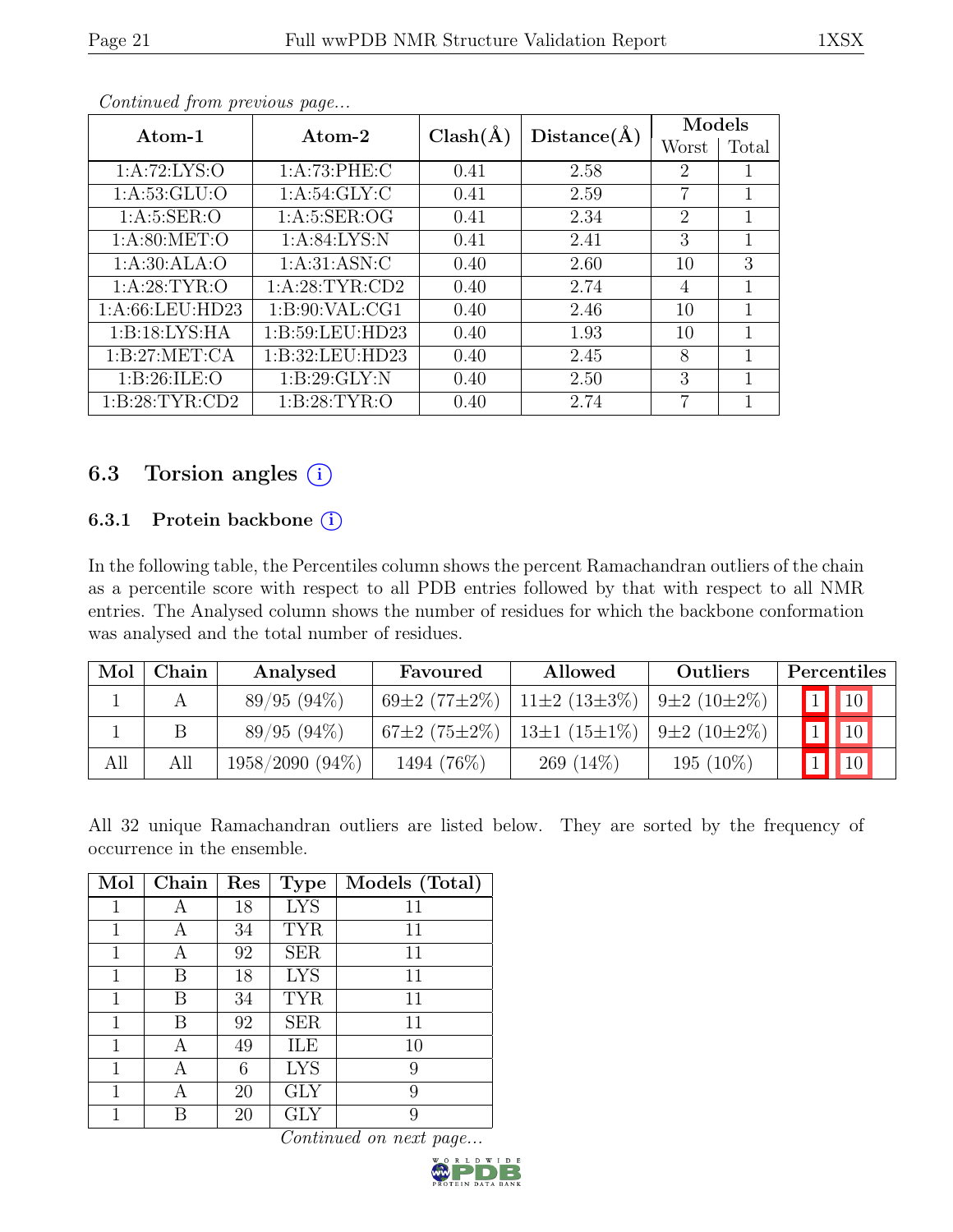*Continued from previous page...*

| Atom-1 | Atom-2 | Clash(Å) | Distance(Å) | Models | |
|---|---|---|---|---|---|
| | | | | Worst | Total |
| 1:A:72:LYS:O | 1:A:73:PHE:C | 0.41 | 2.58 | 2 | 1 |
| 1:A:53:GLU:O | 1:A:54:GLY:C | 0.41 | 2.59 | 7 | 1 |
| 1:A:5:SER:O | 1:A:5:SER:OG | 0.41 | 2.34 | 2 | 1 |
| 1:A:80:MET:O | 1:A:84:LYS:N | 0.41 | 2.41 | 3 | 1 |
| 1:A:30:ALA:O | 1:A:31:ASN:C | 0.40 | 2.60 | 10 | 3 |
| 1:A:28:TYR:O | 1:A:28:TYR:CD2 | 0.40 | 2.74 | 4 | 1 |
| 1:A:66:LEU:HD23 | 1:B:90:VAL:CG1 | 0.40 | 2.46 | 10 | 1 |
| 1:B:18:LYS:HA | 1:B:59:LEU:HD23 | 0.40 | 1.93 | 10 | 1 |
| 1:B:27:MET:CA | 1:B:32:LEU:HD23 | 0.40 | 2.45 | 8 | 1 |
| 1:B:26:ILE:O | 1:B:29:GLY:N | 0.40 | 2.50 | 3 | 1 |
| 1:B:28:TYR:CD2 | 1:B:28:TYR:O | 0.40 | 2.74 | 7 | 1 |

### 6.3 Torsion angles (i)

#### 6.3.1 Protein backbone (i)

In the following table, the Percentiles column shows the percent Ramachandran outliers of the chain as a percentile score with respect to all PDB entries followed by that with respect to all NMR entries. The Analysed column shows the number of residues for which the backbone conformation was analysed and the total number of residues.

| Mol | Chain | Analysed | Favoured | Allowed | Outliers | Percentiles | |
|---|---|---|---|---|---|---|---|
| 1 | A | 89/95 (94%) | 69±2 (77±2%) | 11±2 (13±3%) | 9±2 (10±2%) | 1 | 10 |
| 1 | B | 89/95 (94%) | 67±2 (75±2%) | 13±1 (15±1%) | 9±2 (10±2%) | 1 | 10 |
| All | All | 1958/2090 (94%) | 1494 (76%) | 269 (14%) | 195 (10%) | 1 | 10 |

All 32 unique Ramachandran outliers are listed below. They are sorted by the frequency of occurrence in the ensemble.

| Mol | Chain | Res | Type | Models (Total) |
|---|---|---|---|---|
| 1 | A | 18 | LYS | 11 |
| 1 | A | 34 | TYR | 11 |
| 1 | A | 92 | SER | 11 |
| 1 | B | 18 | LYS | 11 |
| 1 | B | 34 | TYR | 11 |
| 1 | B | 92 | SER | 11 |
| 1 | A | 49 | ILE | 10 |
| 1 | A | 6 | LYS | 9 |
| 1 | A | 20 | GLY | 9 |
| 1 | B | 20 | GLY | 9 |

*Continued on next page...*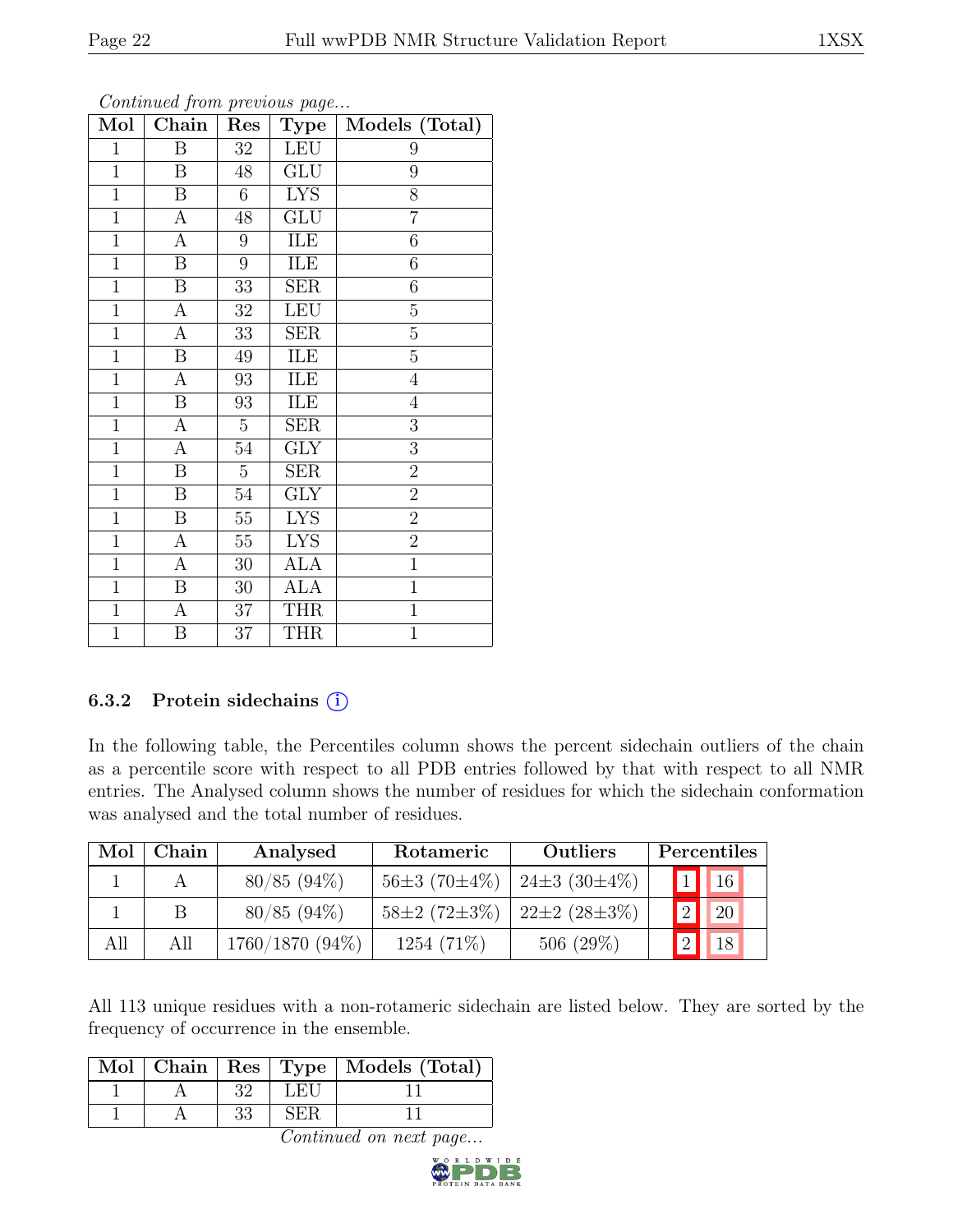*Continued from previous page...*

| Mol | Chain | Res | Type | Models (Total) |
|---|---|---|---|---|
| 1 | B | 32 | LEU | 9 |
| 1 | B | 48 | GLU | 9 |
| 1 | B | 6 | LYS | 8 |
| 1 | A | 48 | GLU | 7 |
| 1 | A | 9 | ILE | 6 |
| 1 | B | 9 | ILE | 6 |
| 1 | B | 33 | SER | 6 |
| 1 | A | 32 | LEU | 5 |
| 1 | A | 33 | SER | 5 |
| 1 | B | 49 | ILE | 5 |
| 1 | A | 93 | ILE | 4 |
| 1 | B | 93 | ILE | 4 |
| 1 | A | 5 | SER | 3 |
| 1 | A | 54 | GLY | 3 |
| 1 | B | 5 | SER | 2 |
| 1 | B | 54 | GLY | 2 |
| 1 | B | 55 | LYS | 2 |
| 1 | A | 55 | LYS | 2 |
| 1 | A | 30 | ALA | 1 |
| 1 | B | 30 | ALA | 1 |
| 1 | A | 37 | THR | 1 |
| 1 | B | 37 | THR | 1 |

### 6.3.2 Protein sidechains (i)

In the following table, the Percentiles column shows the percent sidechain outliers of the chain as a percentile score with respect to all PDB entries followed by that with respect to all NMR entries. The Analysed column shows the number of residues for which the sidechain conformation was analysed and the total number of residues.

| Mol | Chain | Analysed | Rotameric | Outliers | Percentiles | |
|---|---|---|---|---|---|---|
| 1 | A | 80/85 (94%) | 56±3 (70±4%) | 24±3 (30±4%) | 1 | 16 |
| 1 | B | 80/85 (94%) | 58±2 (72±3%) | 22±2 (28±3%) | 2 | 20 |
| All | All | 1760/1870 (94%) | 1254 (71%) | 506 (29%) | 2 | 18 |

All 113 unique residues with a non-rotameric sidechain are listed below. They are sorted by the frequency of occurrence in the ensemble.

| Mol | Chain | Res | Type | Models (Total) |
|---|---|---|---|---|
| 1 | A | 32 | LEU | 11 |
| 1 | A | 33 | SER | 11 |

*Continued on next page...*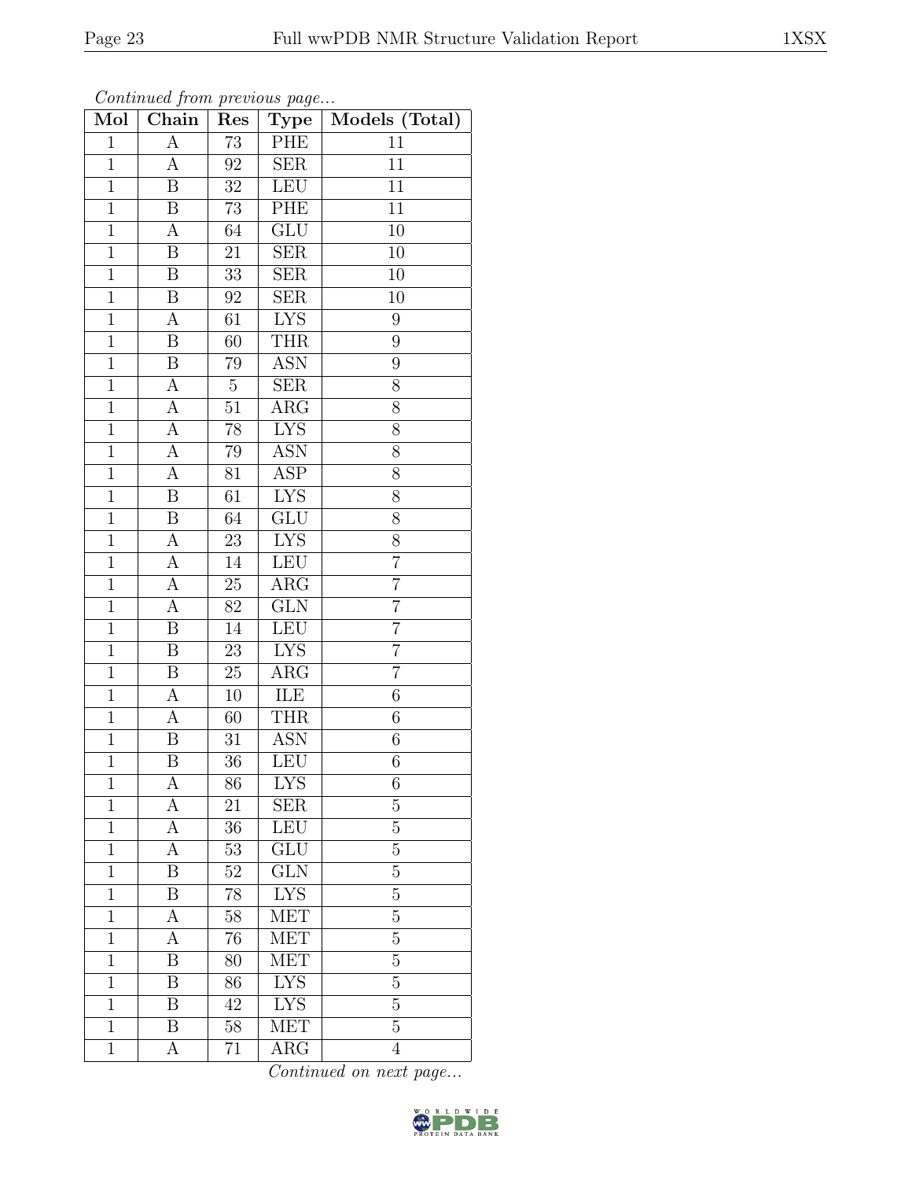*Continued from previous page...*

| Mol | Chain | Res | Type | Models (Total) |
|---|---|---|---|---|
| 1 | A | 73 | PHE | 11 |
| 1 | A | 92 | SER | 11 |
| 1 | B | 32 | LEU | 11 |
| 1 | B | 73 | PHE | 11 |
| 1 | A | 64 | GLU | 10 |
| 1 | B | 21 | SER | 10 |
| 1 | B | 33 | SER | 10 |
| 1 | B | 92 | SER | 10 |
| 1 | A | 61 | LYS | 9 |
| 1 | B | 60 | THR | 9 |
| 1 | B | 79 | ASN | 9 |
| 1 | A | 5 | SER | 8 |
| 1 | A | 51 | ARG | 8 |
| 1 | A | 78 | LYS | 8 |
| 1 | A | 79 | ASN | 8 |
| 1 | A | 81 | ASP | 8 |
| 1 | B | 61 | LYS | 8 |
| 1 | B | 64 | GLU | 8 |
| 1 | A | 23 | LYS | 8 |
| 1 | A | 14 | LEU | 7 |
| 1 | A | 25 | ARG | 7 |
| 1 | A | 82 | GLN | 7 |
| 1 | B | 14 | LEU | 7 |
| 1 | B | 23 | LYS | 7 |
| 1 | B | 25 | ARG | 7 |
| 1 | A | 10 | ILE | 6 |
| 1 | A | 60 | THR | 6 |
| 1 | B | 31 | ASN | 6 |
| 1 | B | 36 | LEU | 6 |
| 1 | A | 86 | LYS | 6 |
| 1 | A | 21 | SER | 5 |
| 1 | A | 36 | LEU | 5 |
| 1 | A | 53 | GLU | 5 |
| 1 | B | 52 | GLN | 5 |
| 1 | B | 78 | LYS | 5 |
| 1 | A | 58 | MET | 5 |
| 1 | A | 76 | MET | 5 |
| 1 | B | 80 | MET | 5 |
| 1 | B | 86 | LYS | 5 |
| 1 | B | 42 | LYS | 5 |
| 1 | B | 58 | MET | 5 |
| 1 | A | 71 | ARG | 4 |

*Continued on next page...*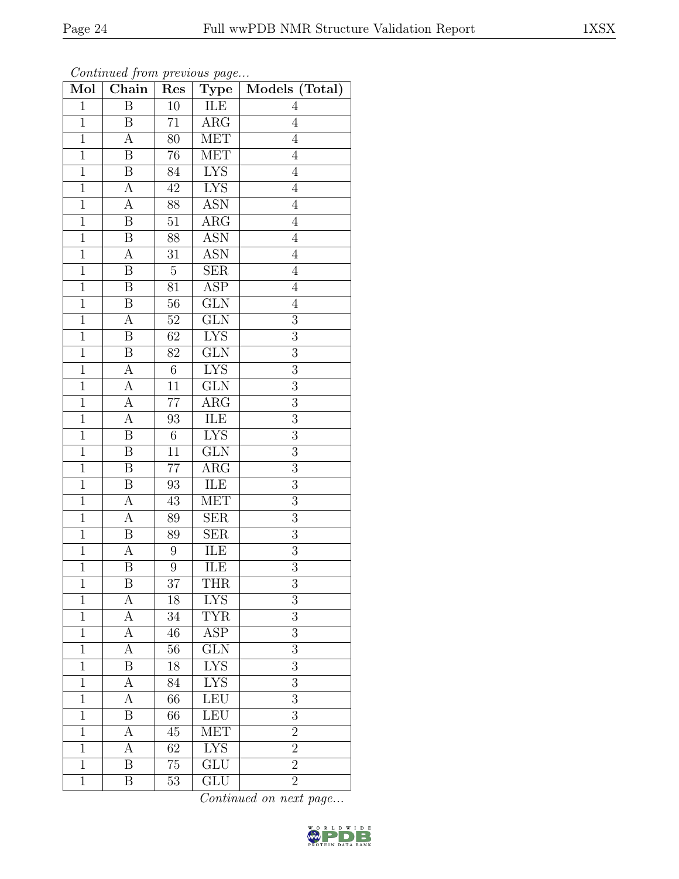*Continued from previous page...*

| Mol | Chain | Res | Type | Models (Total) |
|---|---|---|---|---|
| 1 | B | 10 | ILE | 4 |
| 1 | B | 71 | ARG | 4 |
| 1 | A | 80 | MET | 4 |
| 1 | B | 76 | MET | 4 |
| 1 | B | 84 | LYS | 4 |
| 1 | A | 42 | LYS | 4 |
| 1 | A | 88 | ASN | 4 |
| 1 | B | 51 | ARG | 4 |
| 1 | B | 88 | ASN | 4 |
| 1 | A | 31 | ASN | 4 |
| 1 | B | 5 | SER | 4 |
| 1 | B | 81 | ASP | 4 |
| 1 | B | 56 | GLN | 4 |
| 1 | A | 52 | GLN | 3 |
| 1 | B | 62 | LYS | 3 |
| 1 | B | 82 | GLN | 3 |
| 1 | A | 6 | LYS | 3 |
| 1 | A | 11 | GLN | 3 |
| 1 | A | 77 | ARG | 3 |
| 1 | A | 93 | ILE | 3 |
| 1 | B | 6 | LYS | 3 |
| 1 | B | 11 | GLN | 3 |
| 1 | B | 77 | ARG | 3 |
| 1 | B | 93 | ILE | 3 |
| 1 | A | 43 | MET | 3 |
| 1 | A | 89 | SER | 3 |
| 1 | B | 89 | SER | 3 |
| 1 | A | 9 | ILE | 3 |
| 1 | B | 9 | ILE | 3 |
| 1 | B | 37 | THR | 3 |
| 1 | A | 18 | LYS | 3 |
| 1 | A | 34 | TYR | 3 |
| 1 | A | 46 | ASP | 3 |
| 1 | A | 56 | GLN | 3 |
| 1 | B | 18 | LYS | 3 |
| 1 | A | 84 | LYS | 3 |
| 1 | A | 66 | LEU | 3 |
| 1 | B | 66 | LEU | 3 |
| 1 | A | 45 | MET | 2 |
| 1 | A | 62 | LYS | 2 |
| 1 | B | 75 | GLU | 2 |
| 1 | B | 53 | GLU | 2 |

*Continued on next page...*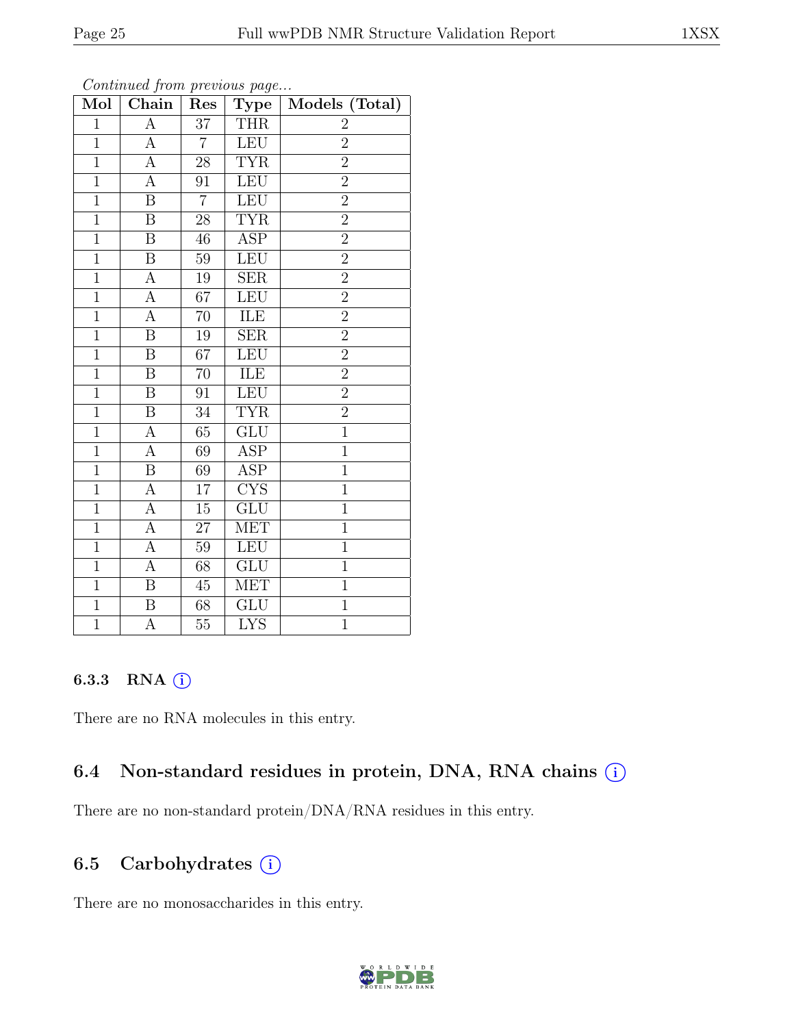*Continued from previous page...*

| Mol | Chain | Res | Type | Models (Total) |
|---|---|---|---|---|
| 1 | A | 37 | THR | 2 |
| 1 | A | 7 | LEU | 2 |
| 1 | A | 28 | TYR | 2 |
| 1 | A | 91 | LEU | 2 |
| 1 | B | 7 | LEU | 2 |
| 1 | B | 28 | TYR | 2 |
| 1 | B | 46 | ASP | 2 |
| 1 | B | 59 | LEU | 2 |
| 1 | A | 19 | SER | 2 |
| 1 | A | 67 | LEU | 2 |
| 1 | A | 70 | ILE | 2 |
| 1 | B | 19 | SER | 2 |
| 1 | B | 67 | LEU | 2 |
| 1 | B | 70 | ILE | 2 |
| 1 | B | 91 | LEU | 2 |
| 1 | B | 34 | TYR | 2 |
| 1 | A | 65 | GLU | 1 |
| 1 | A | 69 | ASP | 1 |
| 1 | B | 69 | ASP | 1 |
| 1 | A | 17 | CYS | 1 |
| 1 | A | 15 | GLU | 1 |
| 1 | A | 27 | MET | 1 |
| 1 | A | 59 | LEU | 1 |
| 1 | A | 68 | GLU | 1 |
| 1 | B | 45 | MET | 1 |
| 1 | B | 68 | GLU | 1 |
| 1 | A | 55 | LYS | 1 |

### 6.3.3 RNA (i)

There are no RNA molecules in this entry.

## 6.4 Non-standard residues in protein, DNA, RNA chains (i)

There are no non-standard protein/DNA/RNA residues in this entry.

## 6.5 Carbohydrates (i)

There are no monosaccharides in this entry.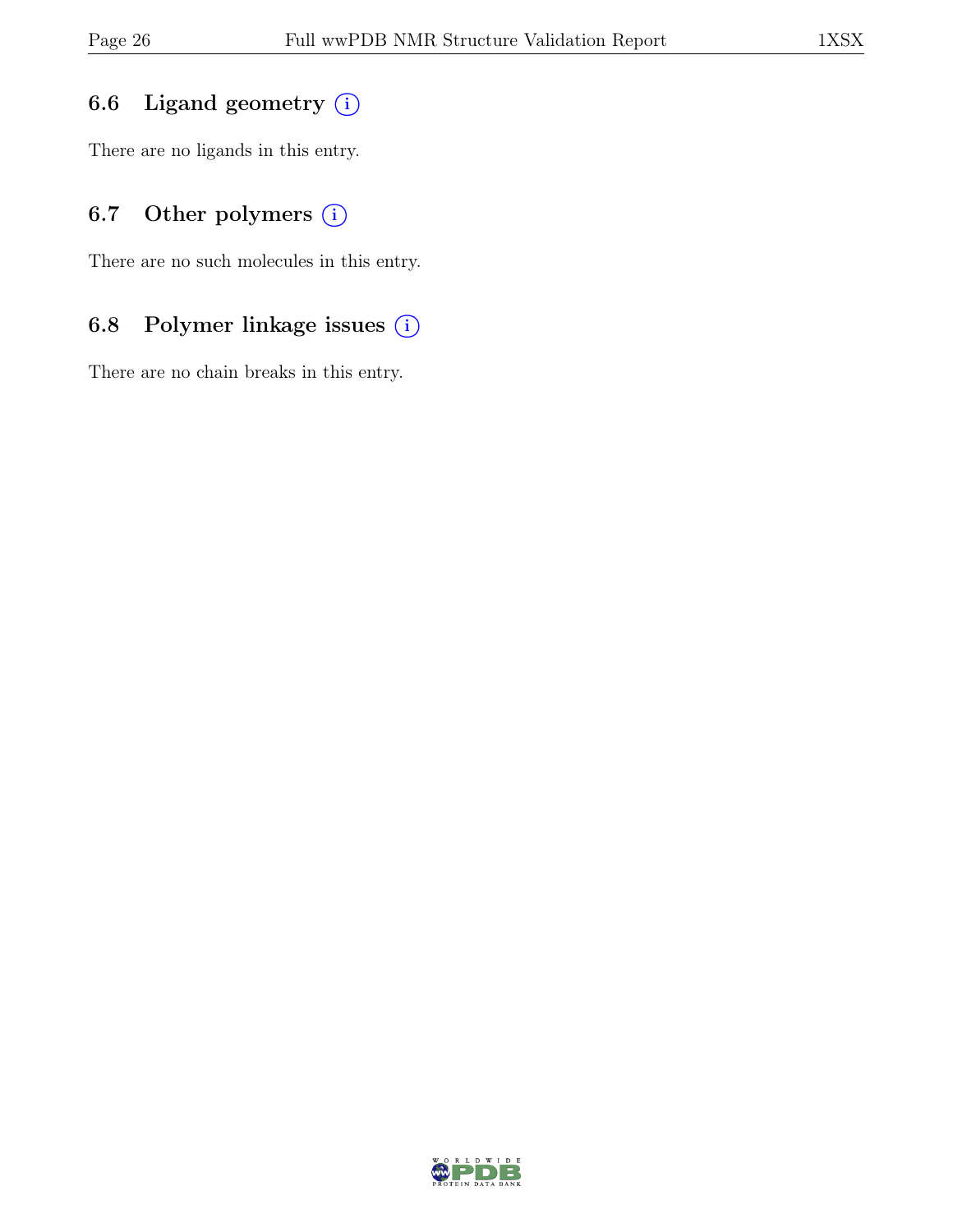### 6.6 Ligand geometry

There are no ligands in this entry.

### 6.7 Other polymers

There are no such molecules in this entry.

### 6.8 Polymer linkage issues

There are no chain breaks in this entry.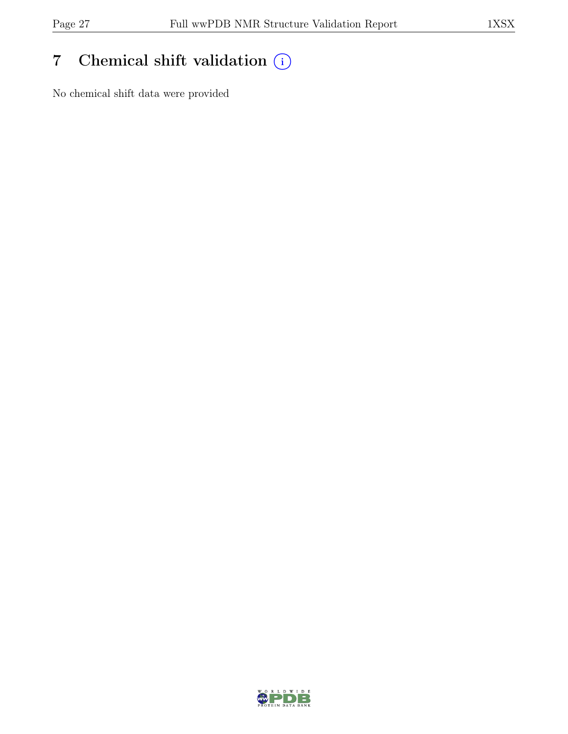# 7 Chemical shift validation (i)

No chemical shift data were provided